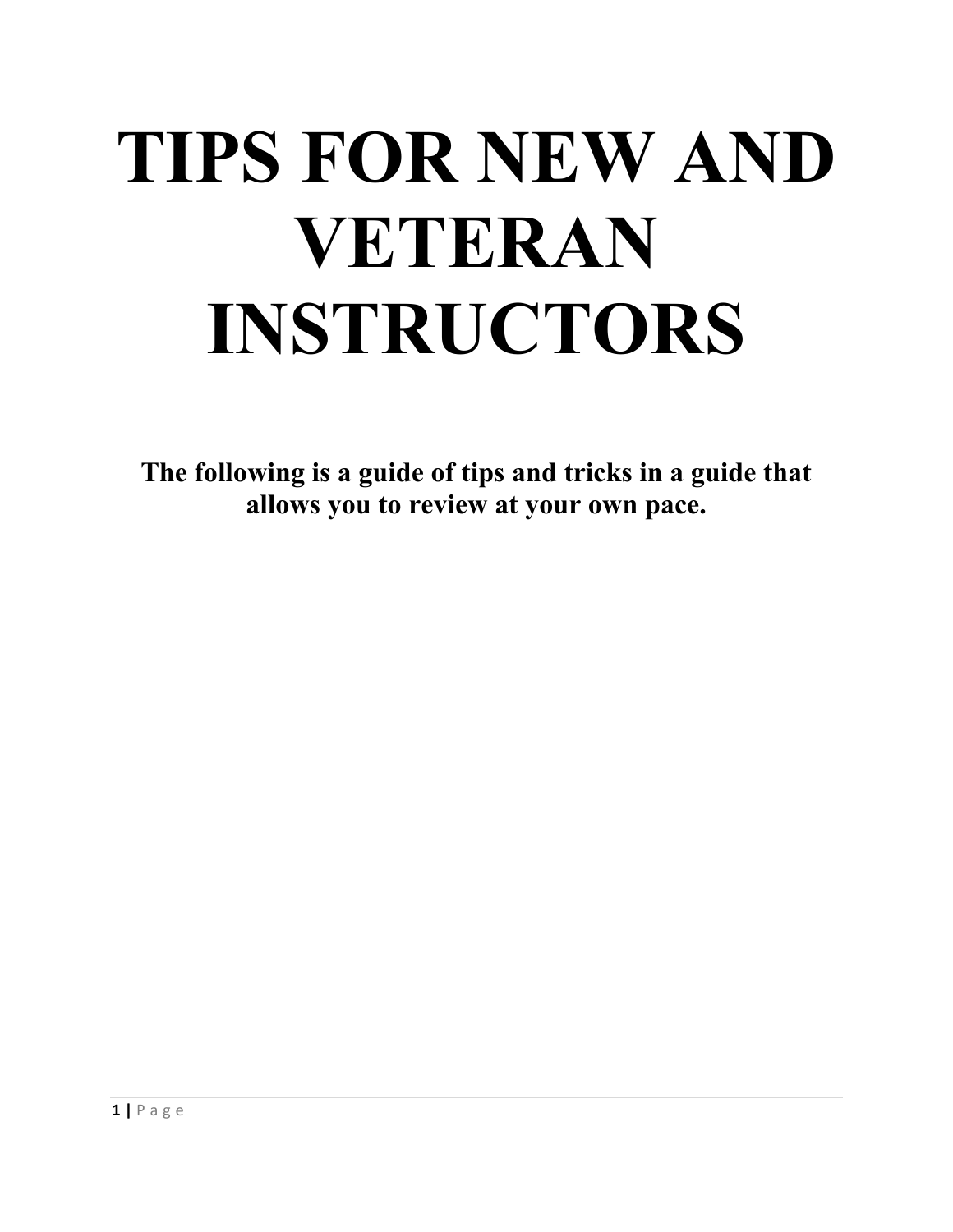# TIPS FOR NEW AND VETERAN INSTRUCTORS

**The following is a guide of tips and tricks in a guide that allows you to review at your own pace.**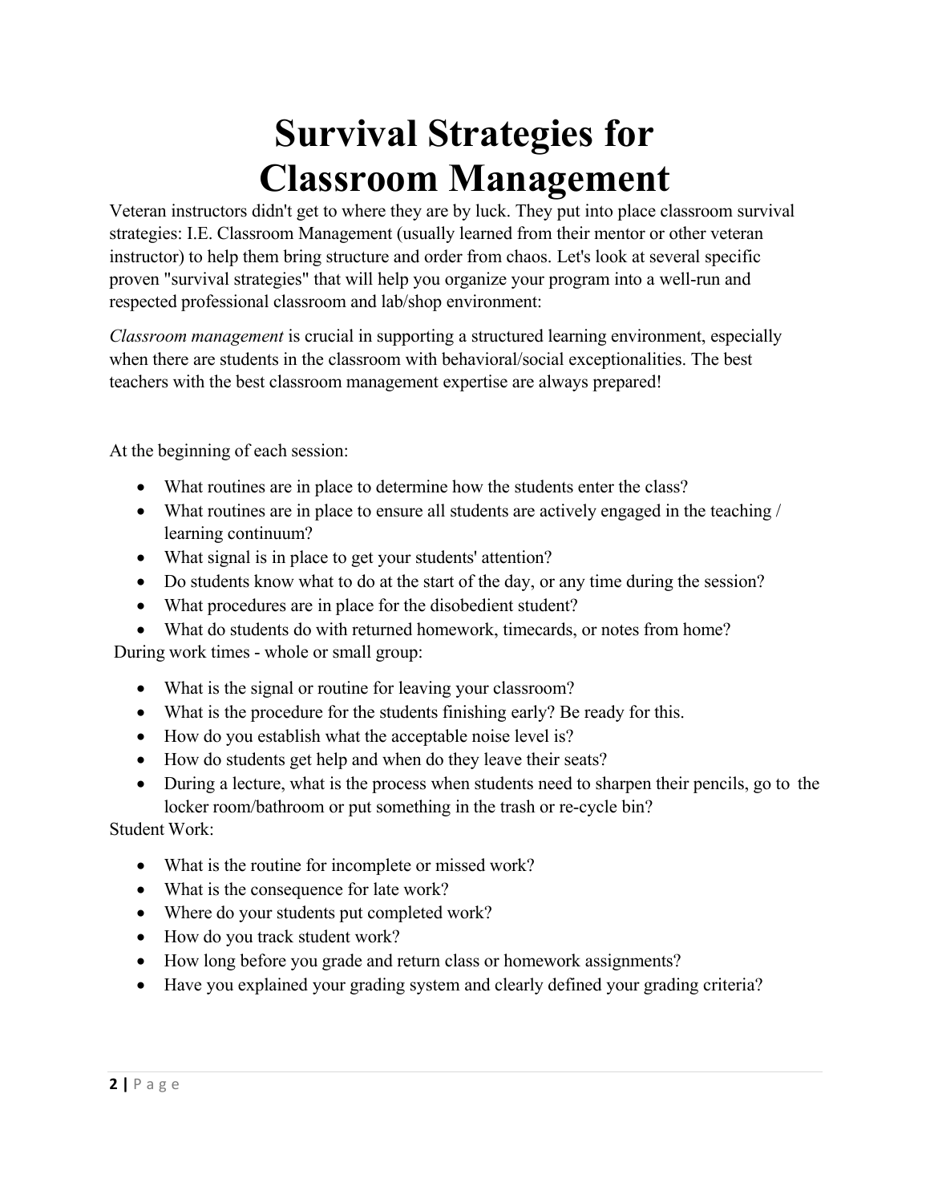# Survival Strategies for Classroom Management

Veteran instructors didn't get to where they are by luck. They put into place classroom survival strategies: I.E. Classroom Management (usually learned from their mentor or other veteran instructor) to help them bring structure and order from chaos. Let's look at several specific proven "survival strategies" that will help you organize your program into a well-run and respected professional classroom and lab/shop environment:

*Classroom management* is crucial in supporting a structured learning environment, especially when there are students in the classroom with behavioral/social exceptionalities. The best teachers with the best classroom management expertise are always prepared!

At the beginning of each session:

- What routines are in place to determine how the students enter the class?
- What routines are in place to ensure all students are actively engaged in the teaching / learning continuum?
- What signal is in place to get your students' attention?
- Do students know what to do at the start of the day, or any time during the session?
- What procedures are in place for the disobedient student?
- What do students do with returned homework, timecards, or notes from home?

During work times - whole or small group:

- What is the signal or routine for leaving your classroom?
- What is the procedure for the students finishing early? Be ready for this.
- How do you establish what the acceptable noise level is?
- How do students get help and when do they leave their seats?
- During a lecture, what is the process when students need to sharpen their pencils, go to the locker room/bathroom or put something in the trash or re-cycle bin?

Student Work:

- What is the routine for incomplete or missed work?
- What is the consequence for late work?
- Where do your students put completed work?
- How do you track student work?
- How long before you grade and return class or homework assignments?
- Have you explained your grading system and clearly defined your grading criteria?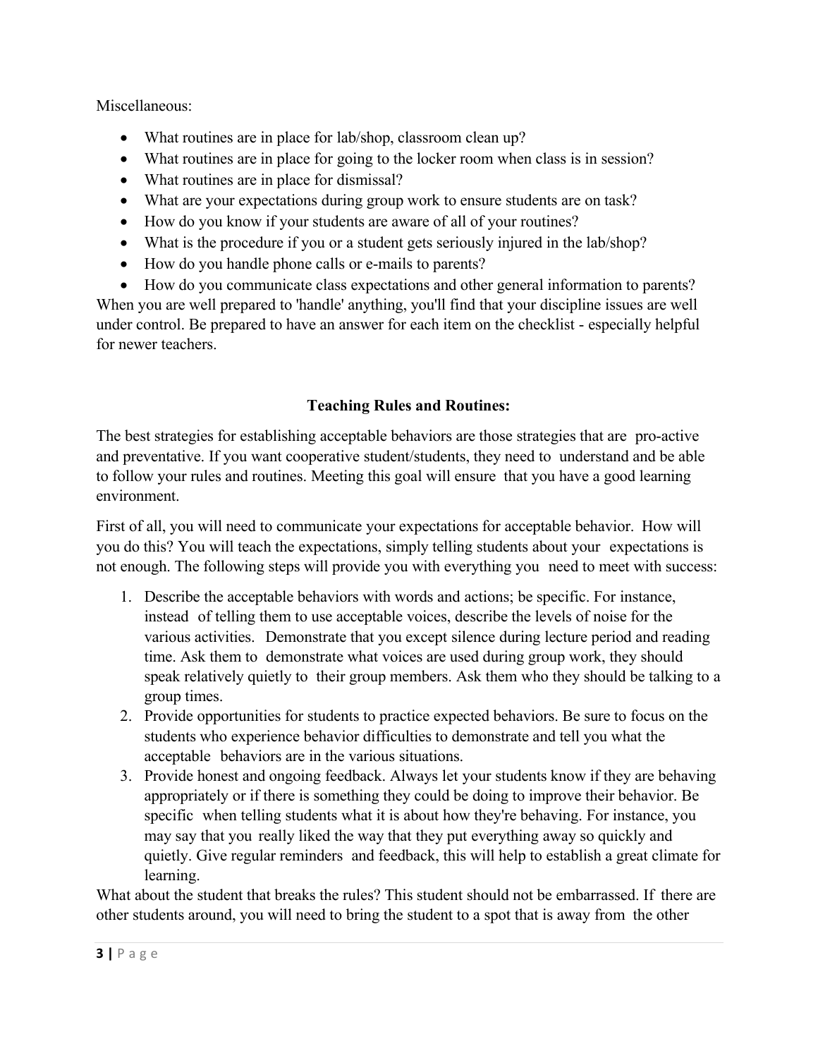Miscellaneous:

- What routines are in place for lab/shop, classroom clean up?
- What routines are in place for going to the locker room when class is in session?
- What routines are in place for dismissal?
- What are your expectations during group work to ensure students are on task?
- How do you know if your students are aware of all of your routines?
- What is the procedure if you or a student gets seriously injured in the lab/shop?
- How do you handle phone calls or e-mails to parents?
- How do you communicate class expectations and other general information to parents?

When you are well prepared to 'handle' anything, you'll find that your discipline issues are well under control. Be prepared to have an answer for each item on the checklist - especially helpful for newer teachers.

## Teaching Rules and Routines:

The best strategies for establishing acceptable behaviors are those strategies that are pro-active and preventative. If you want cooperative student/students, they need to understand and be able to follow your rules and routines. Meeting this goal will ensure that you have a good learning environment.

First of all, you will need to communicate your expectations for acceptable behavior. How will you do this? You will teach the expectations, simply telling students about your expectations is not enough. The following steps will provide you with everything you need to meet with success:

1. Describe the acceptable behaviors with words and actions; be specific. For instance, instead of telling them to use acceptable voices, describe the levels of noise for the various activities. Demonstrate that you except silence during lecture period and reading time. Ask them to demonstrate what voices are used during group work, they should speak relatively quietly to their group members. Ask them who they should be talking to a group times.
2. Provide opportunities for students to practice expected behaviors. Be sure to focus on the students who experience behavior difficulties to demonstrate and tell you what the acceptable behaviors are in the various situations.
3. Provide honest and ongoing feedback. Always let your students know if they are behaving appropriately or if there is something they could be doing to improve their behavior. Be specific when telling students what it is about how they're behaving. For instance, you may say that you really liked the way that they put everything away so quickly and quietly. Give regular reminders and feedback, this will help to establish a great climate for learning.

What about the student that breaks the rules? This student should not be embarrassed. If there are other students around, you will need to bring the student to a spot that is away from the other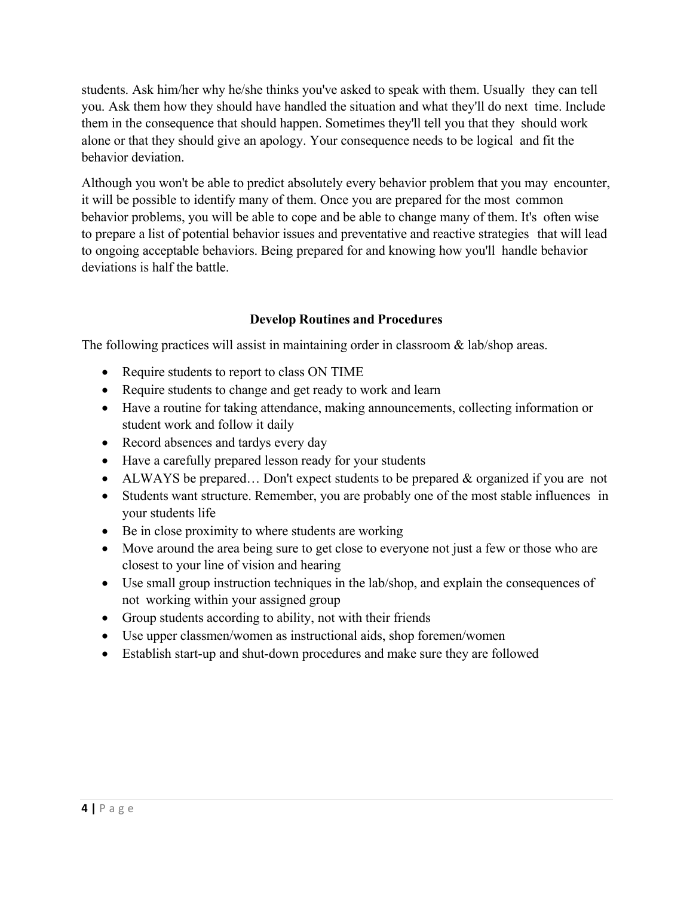students. Ask him/her why he/she thinks you've asked to speak with them. Usually they can tell you. Ask them how they should have handled the situation and what they'll do next time. Include them in the consequence that should happen. Sometimes they'll tell you that they should work alone or that they should give an apology. Your consequence needs to be logical and fit the behavior deviation.

Although you won't be able to predict absolutely every behavior problem that you may encounter, it will be possible to identify many of them. Once you are prepared for the most common behavior problems, you will be able to cope and be able to change many of them. It's often wise to prepare a list of potential behavior issues and preventative and reactive strategies that will lead to ongoing acceptable behaviors. Being prepared for and knowing how you'll handle behavior deviations is half the battle.

## Develop Routines and Procedures

The following practices will assist in maintaining order in classroom & lab/shop areas.

- Require students to report to class ON TIME
- Require students to change and get ready to work and learn
- Have a routine for taking attendance, making announcements, collecting information or student work and follow it daily
- Record absences and tardys every day
- Have a carefully prepared lesson ready for your students
- ALWAYS be prepared… Don't expect students to be prepared & organized if you are not
- Students want structure. Remember, you are probably one of the most stable influences in your students life
- Be in close proximity to where students are working
- Move around the area being sure to get close to everyone not just a few or those who are closest to your line of vision and hearing
- Use small group instruction techniques in the lab/shop, and explain the consequences of not working within your assigned group
- Group students according to ability, not with their friends
- Use upper classmen/women as instructional aids, shop foremen/women
- Establish start-up and shut-down procedures and make sure they are followed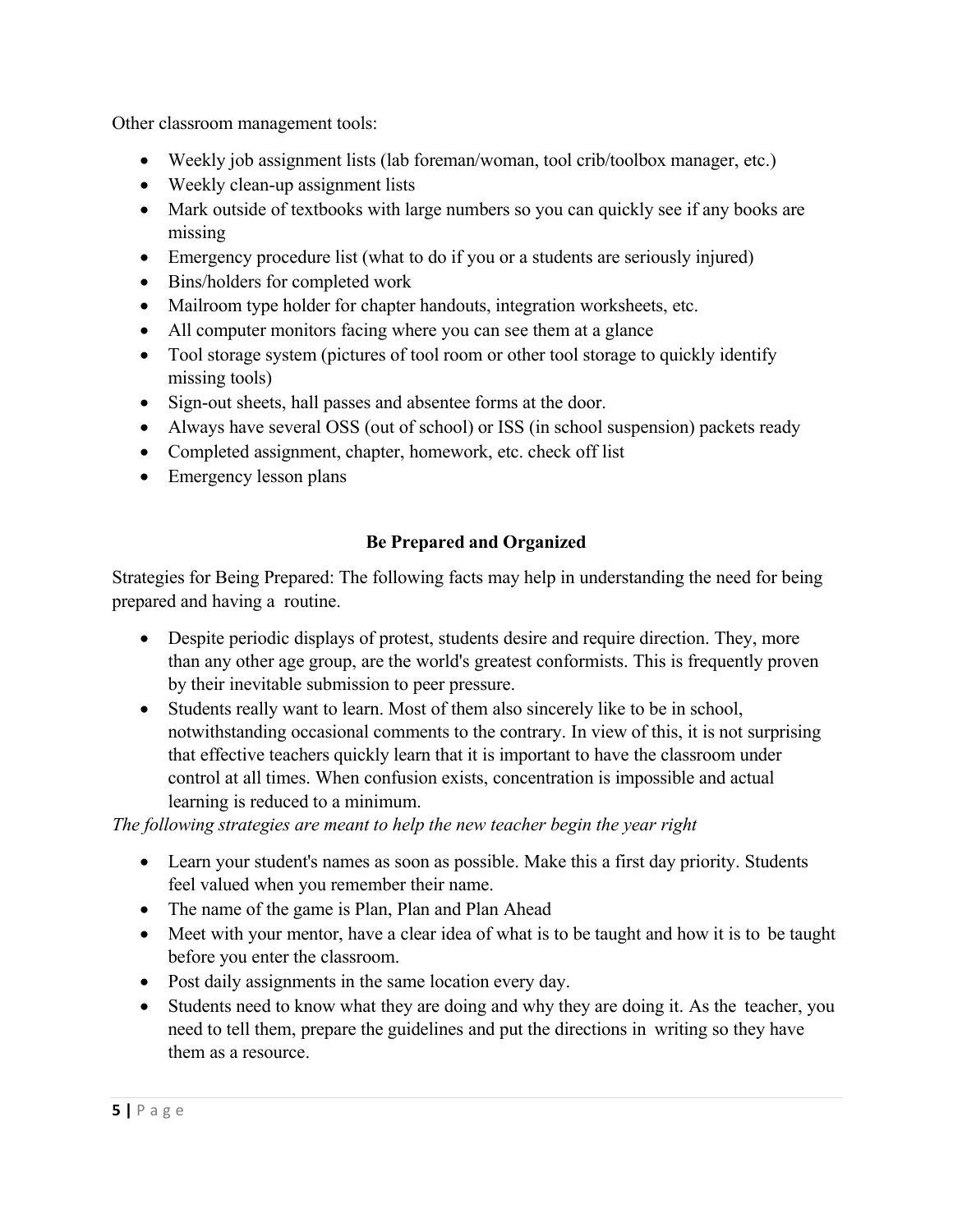Other classroom management tools:

- Weekly job assignment lists (lab foreman/woman, tool crib/toolbox manager, etc.)
- Weekly clean-up assignment lists
- Mark outside of textbooks with large numbers so you can quickly see if any books are missing
- Emergency procedure list (what to do if you or a students are seriously injured)
- Bins/holders for completed work
- Mailroom type holder for chapter handouts, integration worksheets, etc.
- All computer monitors facing where you can see them at a glance
- Tool storage system (pictures of tool room or other tool storage to quickly identify missing tools)
- Sign-out sheets, hall passes and absentee forms at the door.
- Always have several OSS (out of school) or ISS (in school suspension) packets ready
- Completed assignment, chapter, homework, etc. check off list
- Emergency lesson plans

## Be Prepared and Organized

Strategies for Being Prepared: The following facts may help in understanding the need for being prepared and having a routine.

- Despite periodic displays of protest, students desire and require direction. They, more than any other age group, are the world's greatest conformists. This is frequently proven by their inevitable submission to peer pressure.
- Students really want to learn. Most of them also sincerely like to be in school, notwithstanding occasional comments to the contrary. In view of this, it is not surprising that effective teachers quickly learn that it is important to have the classroom under control at all times. When confusion exists, concentration is impossible and actual learning is reduced to a minimum.

*The following strategies are meant to help the new teacher begin the year right*

- Learn your student's names as soon as possible. Make this a first day priority. Students feel valued when you remember their name.
- The name of the game is Plan, Plan and Plan Ahead
- Meet with your mentor, have a clear idea of what is to be taught and how it is to be taught before you enter the classroom.
- Post daily assignments in the same location every day.
- Students need to know what they are doing and why they are doing it. As the teacher, you need to tell them, prepare the guidelines and put the directions in writing so they have them as a resource.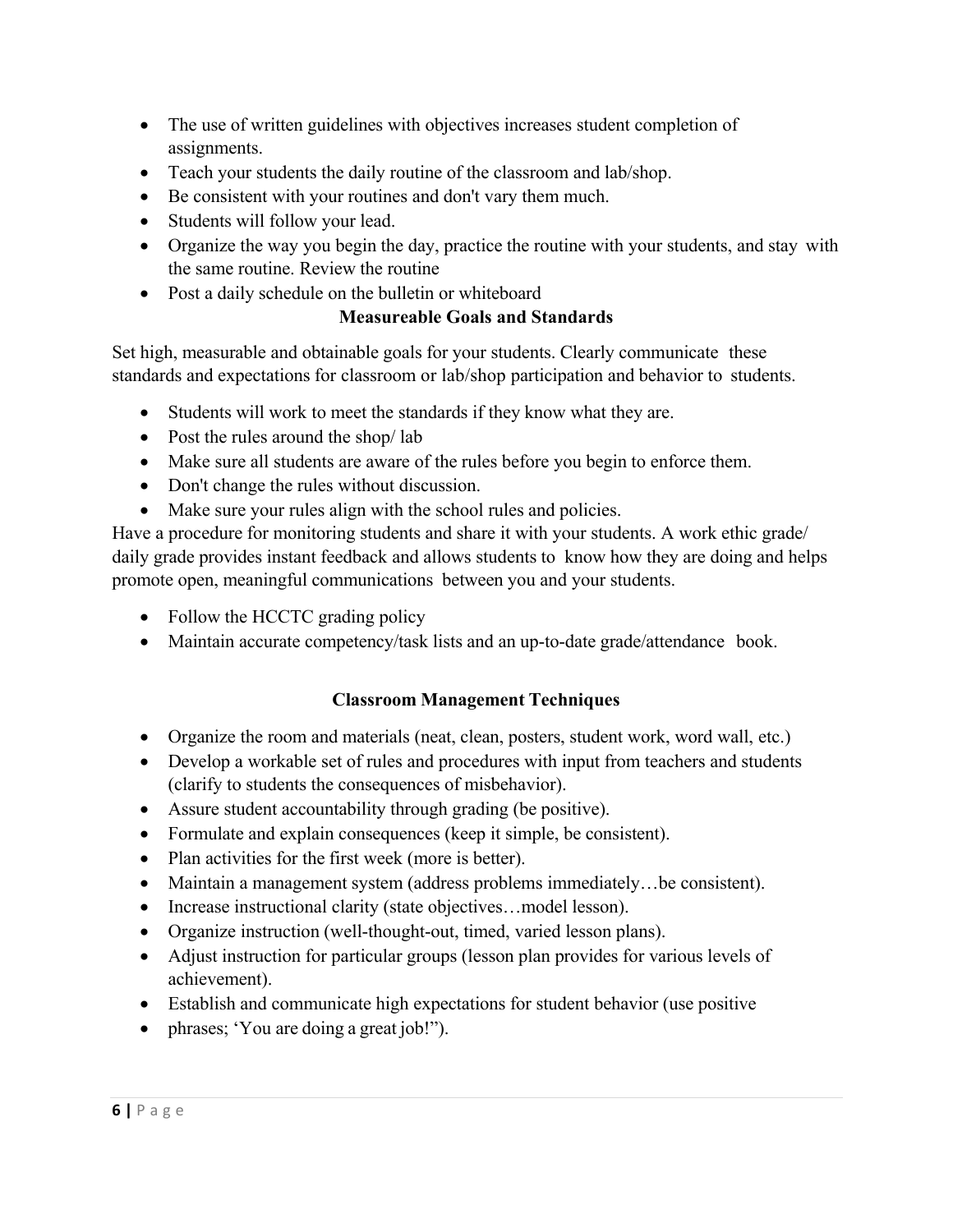- The use of written guidelines with objectives increases student completion of assignments.
- Teach your students the daily routine of the classroom and lab/shop.
- Be consistent with your routines and don't vary them much.
- Students will follow your lead.
- Organize the way you begin the day, practice the routine with your students, and stay with the same routine. Review the routine
- Post a daily schedule on the bulletin or whiteboard

**Measureable Goals and Standards**

Set high, measurable and obtainable goals for your students. Clearly communicate these standards and expectations for classroom or lab/shop participation and behavior to students.

- Students will work to meet the standards if they know what they are.
- Post the rules around the shop/ lab
- Make sure all students are aware of the rules before you begin to enforce them.
- Don't change the rules without discussion.
- Make sure your rules align with the school rules and policies.

Have a procedure for monitoring students and share it with your students. A work ethic grade/ daily grade provides instant feedback and allows students to know how they are doing and helps promote open, meaningful communications between you and your students.

- Follow the HCCTC grading policy
- Maintain accurate competency/task lists and an up-to-date grade/attendance book.

**Classroom Management Techniques**

- Organize the room and materials (neat, clean, posters, student work, word wall, etc.)
- Develop a workable set of rules and procedures with input from teachers and students (clarify to students the consequences of misbehavior).
- Assure student accountability through grading (be positive).
- Formulate and explain consequences (keep it simple, be consistent).
- Plan activities for the first week (more is better).
- Maintain a management system (address problems immediately…be consistent).
- Increase instructional clarity (state objectives…model lesson).
- Organize instruction (well-thought-out, timed, varied lesson plans).
- Adjust instruction for particular groups (lesson plan provides for various levels of achievement).
- Establish and communicate high expectations for student behavior (use positive
- phrases; 'You are doing a great job!").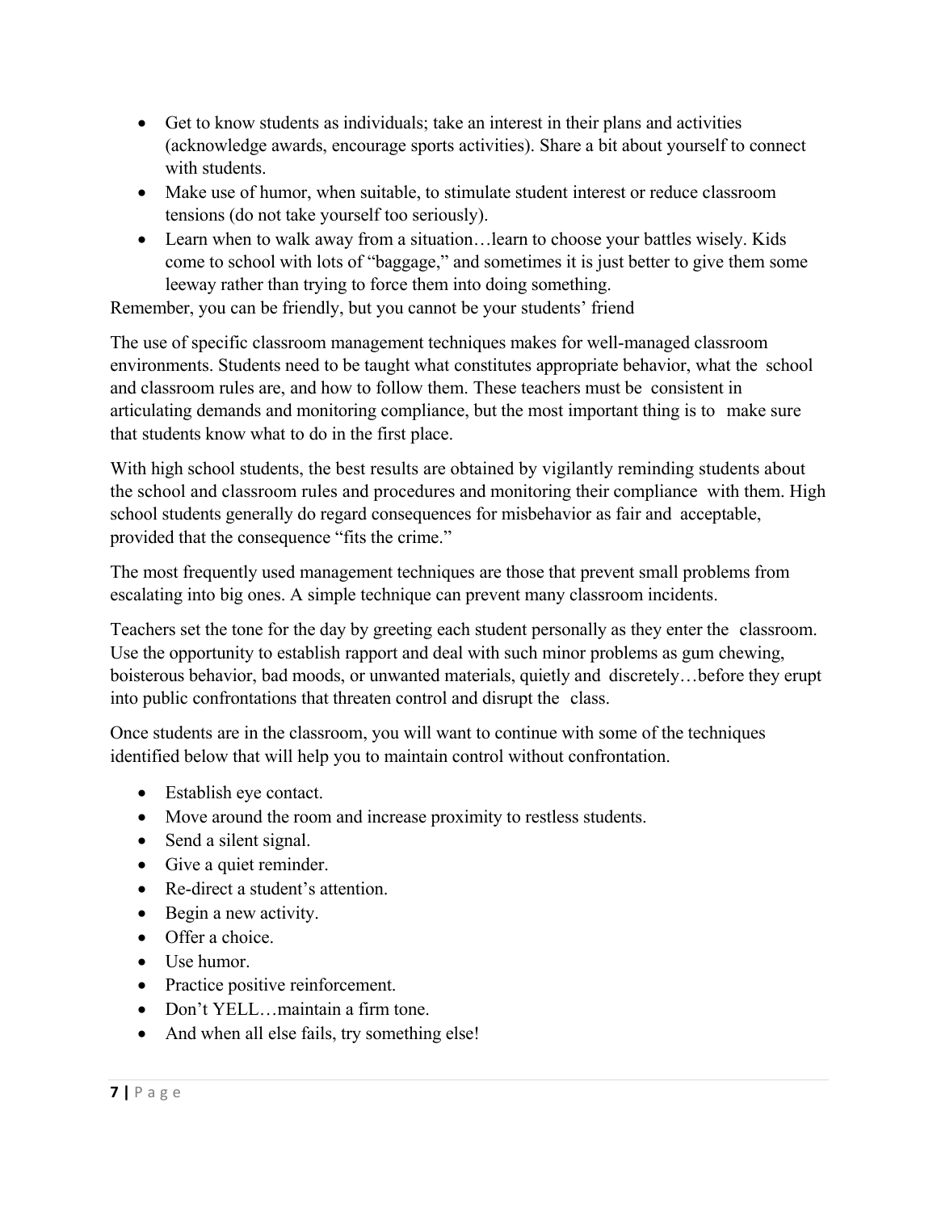- Get to know students as individuals; take an interest in their plans and activities (acknowledge awards, encourage sports activities). Share a bit about yourself to connect with students.
- Make use of humor, when suitable, to stimulate student interest or reduce classroom tensions (do not take yourself too seriously).
- Learn when to walk away from a situation…learn to choose your battles wisely. Kids come to school with lots of "baggage," and sometimes it is just better to give them some leeway rather than trying to force them into doing something.

Remember, you can be friendly, but you cannot be your students' friend

The use of specific classroom management techniques makes for well-managed classroom environments. Students need to be taught what constitutes appropriate behavior, what the school and classroom rules are, and how to follow them. These teachers must be consistent in articulating demands and monitoring compliance, but the most important thing is to make sure that students know what to do in the first place.

With high school students, the best results are obtained by vigilantly reminding students about the school and classroom rules and procedures and monitoring their compliance with them. High school students generally do regard consequences for misbehavior as fair and acceptable, provided that the consequence "fits the crime."

The most frequently used management techniques are those that prevent small problems from escalating into big ones. A simple technique can prevent many classroom incidents.

Teachers set the tone for the day by greeting each student personally as they enter the classroom. Use the opportunity to establish rapport and deal with such minor problems as gum chewing, boisterous behavior, bad moods, or unwanted materials, quietly and discretely…before they erupt into public confrontations that threaten control and disrupt the class.

Once students are in the classroom, you will want to continue with some of the techniques identified below that will help you to maintain control without confrontation.

- Establish eye contact.
- Move around the room and increase proximity to restless students.
- Send a silent signal.
- Give a quiet reminder.
- Re-direct a student's attention.
- Begin a new activity.
- Offer a choice.
- Use humor.
- Practice positive reinforcement.
- Don't YELL…maintain a firm tone.
- And when all else fails, try something else!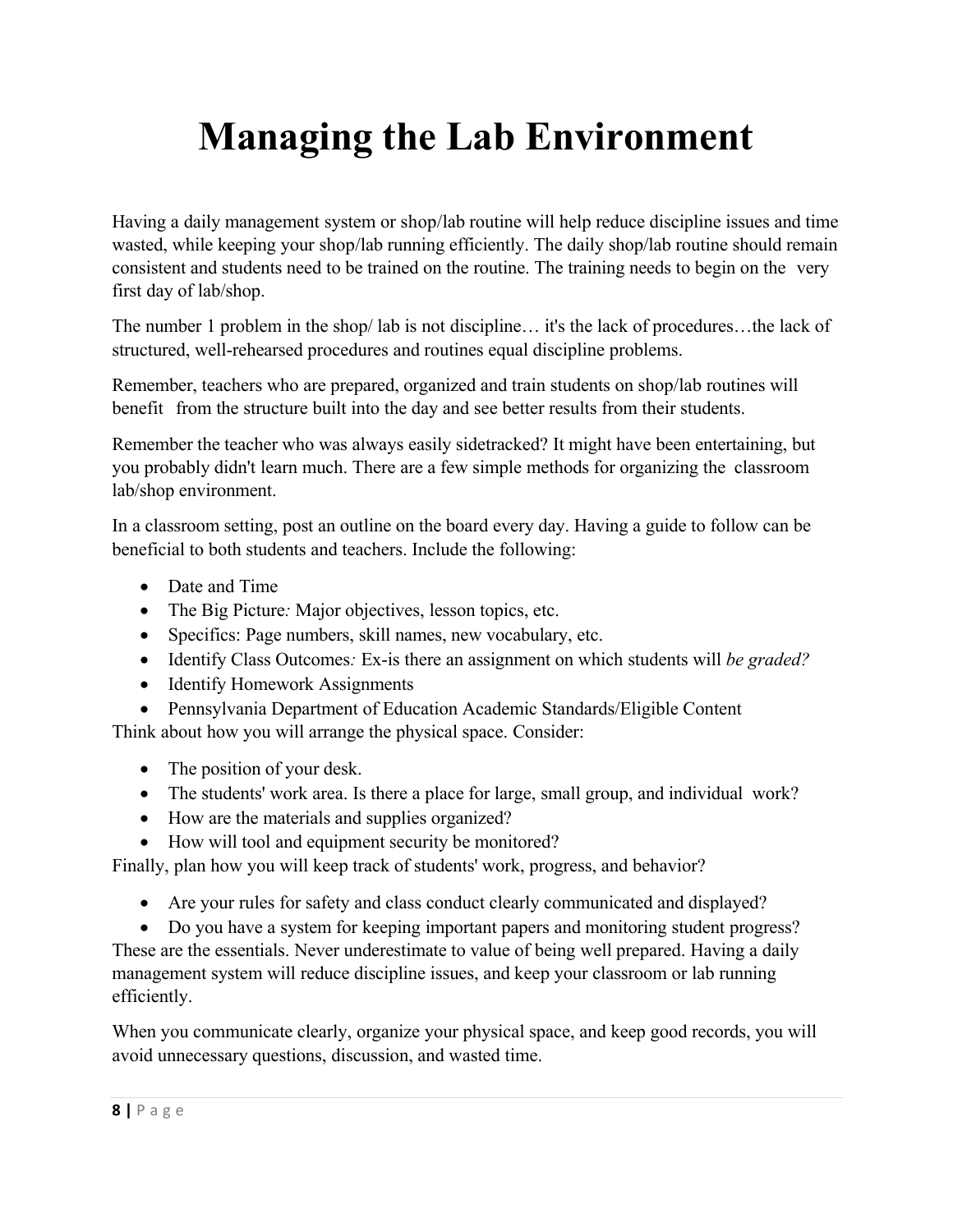# Managing the Lab Environment

Having a daily management system or shop/lab routine will help reduce discipline issues and time wasted, while keeping your shop/lab running efficiently. The daily shop/lab routine should remain consistent and students need to be trained on the routine. The training needs to begin on the very first day of lab/shop.

The number 1 problem in the shop/ lab is not discipline… it's the lack of procedures…the lack of structured, well-rehearsed procedures and routines equal discipline problems.

Remember, teachers who are prepared, organized and train students on shop/lab routines will benefit from the structure built into the day and see better results from their students.

Remember the teacher who was always easily sidetracked? It might have been entertaining, but you probably didn't learn much. There are a few simple methods for organizing the classroom lab/shop environment.

In a classroom setting, post an outline on the board every day. Having a guide to follow can be beneficial to both students and teachers. Include the following:

- Date and Time
- The Big Picture*:* Major objectives, lesson topics, etc.
- Specifics: Page numbers, skill names, new vocabulary, etc.
- Identify Class Outcomes*:* Ex-is there an assignment on which students will *be graded?*
- Identify Homework Assignments
- Pennsylvania Department of Education Academic Standards/Eligible Content

Think about how you will arrange the physical space. Consider:

- The position of your desk.
- The students' work area. Is there a place for large, small group, and individual work?
- How are the materials and supplies organized?
- How will tool and equipment security be monitored?

Finally, plan how you will keep track of students' work, progress, and behavior?

- Are your rules for safety and class conduct clearly communicated and displayed?
- Do you have a system for keeping important papers and monitoring student progress?

These are the essentials. Never underestimate to value of being well prepared. Having a daily management system will reduce discipline issues, and keep your classroom or lab running efficiently.

When you communicate clearly, organize your physical space, and keep good records, you will avoid unnecessary questions, discussion, and wasted time.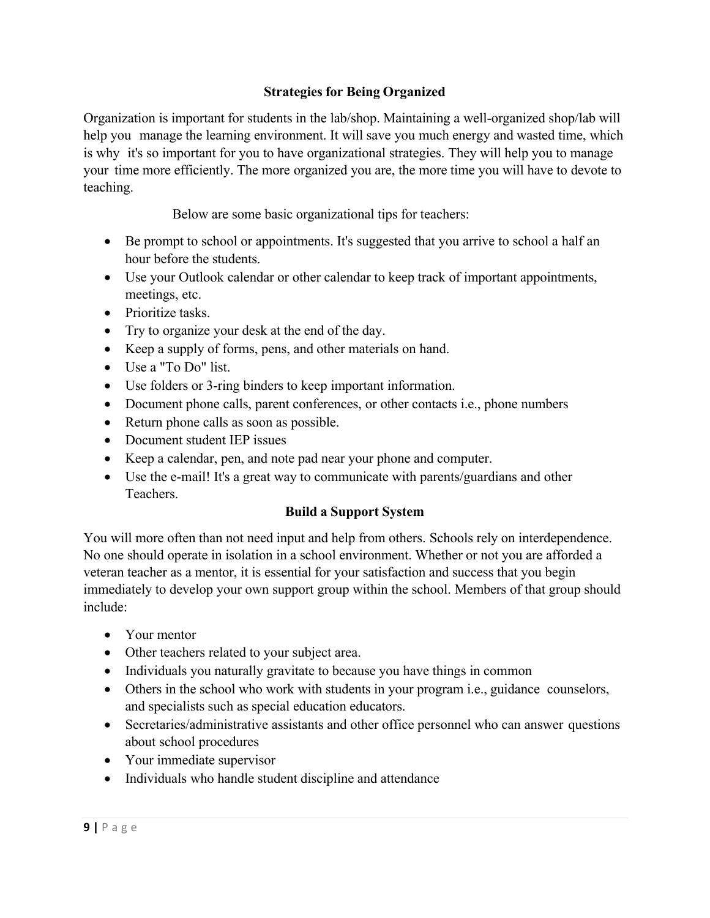## Strategies for Being Organized

Organization is important for students in the lab/shop. Maintaining a well-organized shop/lab will help you manage the learning environment. It will save you much energy and wasted time, which is why it's so important for you to have organizational strategies. They will help you to manage your time more efficiently. The more organized you are, the more time you will have to devote to teaching.

Below are some basic organizational tips for teachers:

- Be prompt to school or appointments. It's suggested that you arrive to school a half an hour before the students.
- Use your Outlook calendar or other calendar to keep track of important appointments, meetings, etc.
- Prioritize tasks.
- Try to organize your desk at the end of the day.
- Keep a supply of forms, pens, and other materials on hand.
- Use a "To Do" list.
- Use folders or 3-ring binders to keep important information.
- Document phone calls, parent conferences, or other contacts i.e., phone numbers
- Return phone calls as soon as possible.
- Document student IEP issues
- Keep a calendar, pen, and note pad near your phone and computer.
- Use the e-mail! It's a great way to communicate with parents/guardians and other Teachers.

## Build a Support System

You will more often than not need input and help from others. Schools rely on interdependence. No one should operate in isolation in a school environment. Whether or not you are afforded a veteran teacher as a mentor, it is essential for your satisfaction and success that you begin immediately to develop your own support group within the school. Members of that group should include:

- Your mentor
- Other teachers related to your subject area.
- Individuals you naturally gravitate to because you have things in common
- Others in the school who work with students in your program i.e., guidance counselors, and specialists such as special education educators.
- Secretaries/administrative assistants and other office personnel who can answer questions about school procedures
- Your immediate supervisor
- Individuals who handle student discipline and attendance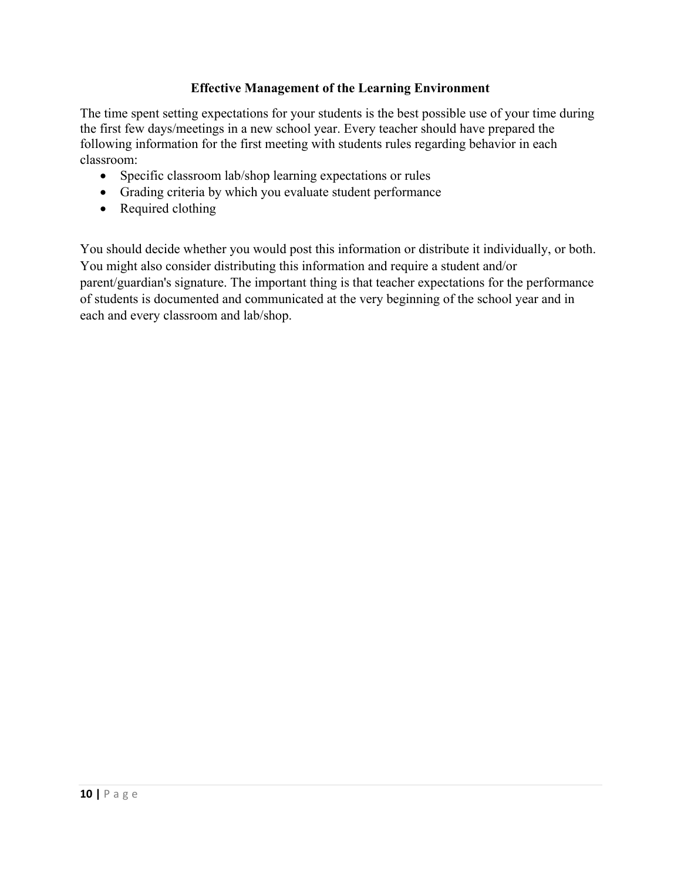## Effective Management of the Learning Environment

The time spent setting expectations for your students is the best possible use of your time during the first few days/meetings in a new school year. Every teacher should have prepared the following information for the first meeting with students rules regarding behavior in each classroom:

- Specific classroom lab/shop learning expectations or rules
- Grading criteria by which you evaluate student performance
- Required clothing

You should decide whether you would post this information or distribute it individually, or both. You might also consider distributing this information and require a student and/or parent/guardian's signature. The important thing is that teacher expectations for the performance of students is documented and communicated at the very beginning of the school year and in each and every classroom and lab/shop.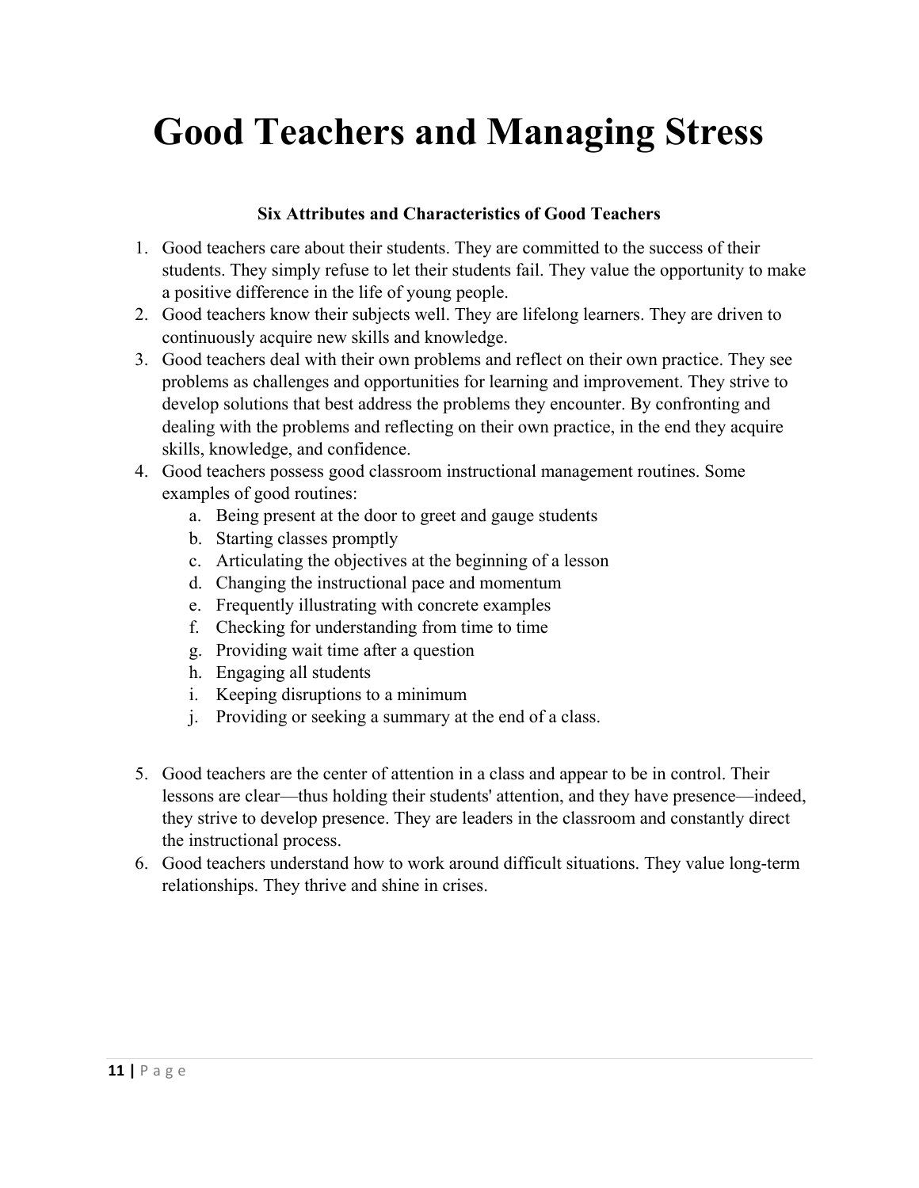# Good Teachers and Managing Stress

### Six Attributes and Characteristics of Good Teachers

1. Good teachers care about their students. They are committed to the success of their students. They simply refuse to let their students fail. They value the opportunity to make a positive difference in the life of young people.
2. Good teachers know their subjects well. They are lifelong learners. They are driven to continuously acquire new skills and knowledge.
3. Good teachers deal with their own problems and reflect on their own practice. They see problems as challenges and opportunities for learning and improvement. They strive to develop solutions that best address the problems they encounter. By confronting and dealing with the problems and reflecting on their own practice, in the end they acquire skills, knowledge, and confidence.
4. Good teachers possess good classroom instructional management routines. Some examples of good routines:
    a. Being present at the door to greet and gauge students
    b. Starting classes promptly
    c. Articulating the objectives at the beginning of a lesson
    d. Changing the instructional pace and momentum
    e. Frequently illustrating with concrete examples
    f. Checking for understanding from time to time
    g. Providing wait time after a question
    h. Engaging all students
    i. Keeping disruptions to a minimum
    j. Providing or seeking a summary at the end of a class.
5. Good teachers are the center of attention in a class and appear to be in control. Their lessons are clear—thus holding their students' attention, and they have presence—indeed, they strive to develop presence. They are leaders in the classroom and constantly direct the instructional process.
6. Good teachers understand how to work around difficult situations. They value long-term relationships. They thrive and shine in crises.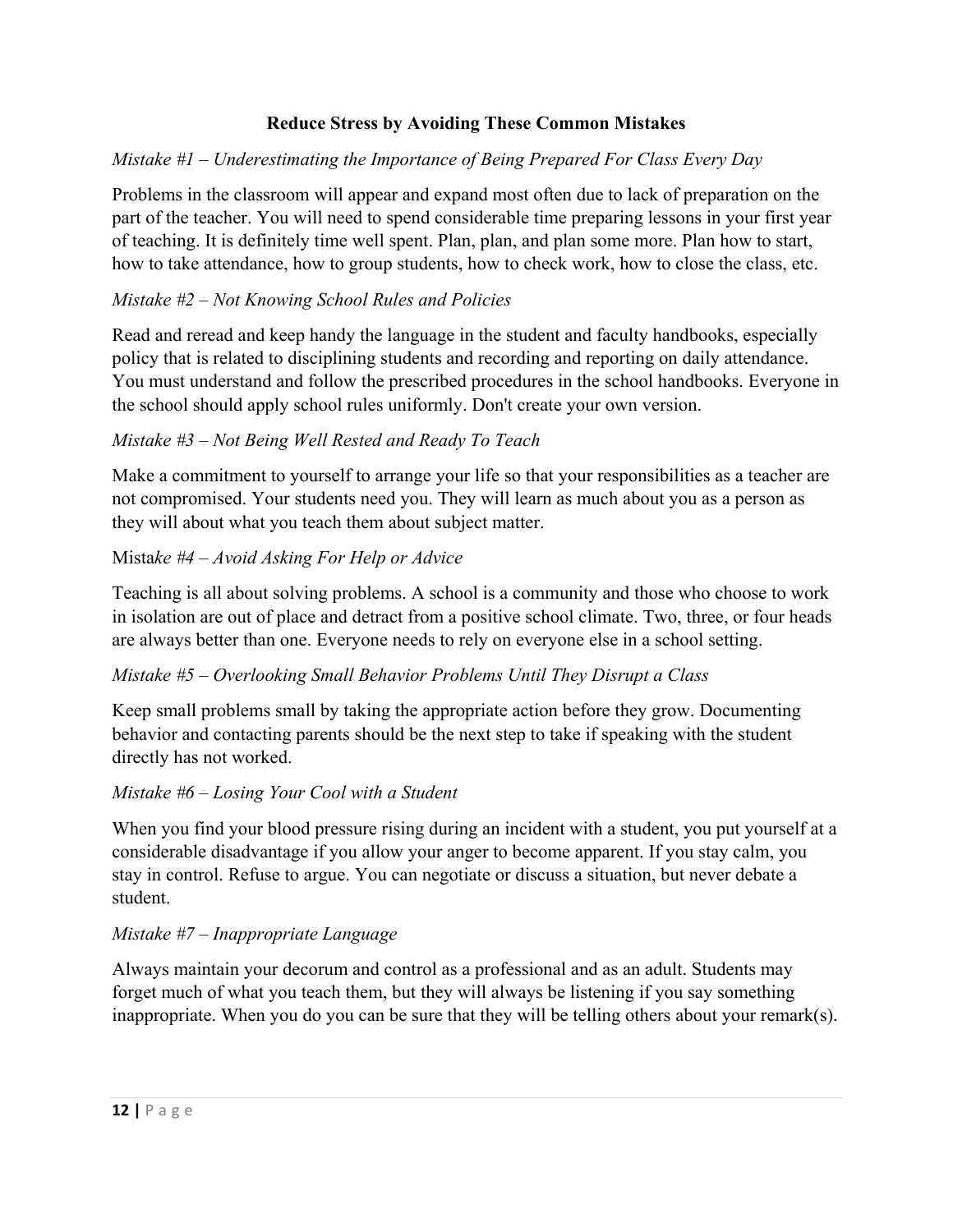## Reduce Stress by Avoiding These Common Mistakes

*Mistake #1 – Underestimating the Importance of Being Prepared For Class Every Day*

Problems in the classroom will appear and expand most often due to lack of preparation on the part of the teacher. You will need to spend considerable time preparing lessons in your first year of teaching. It is definitely time well spent. Plan, plan, and plan some more. Plan how to start, how to take attendance, how to group students, how to check work, how to close the class, etc.

*Mistake #2 – Not Knowing School Rules and Policies*

Read and reread and keep handy the language in the student and faculty handbooks, especially policy that is related to disciplining students and recording and reporting on daily attendance. You must understand and follow the prescribed procedures in the school handbooks. Everyone in the school should apply school rules uniformly. Don't create your own version.

*Mistake #3 – Not Being Well Rested and Ready To Teach*

Make a commitment to yourself to arrange your life so that your responsibilities as a teacher are not compromised. Your students need you. They will learn as much about you as a person as they will about what you teach them about subject matter.

Mista*ke #4 – Avoid Asking For Help or Advice*

Teaching is all about solving problems. A school is a community and those who choose to work in isolation are out of place and detract from a positive school climate. Two, three, or four heads are always better than one. Everyone needs to rely on everyone else in a school setting.

*Mistake #5 – Overlooking Small Behavior Problems Until They Disrupt a Class*

Keep small problems small by taking the appropriate action before they grow. Documenting behavior and contacting parents should be the next step to take if speaking with the student directly has not worked.

*Mistake #6 – Losing Your Cool with a Student*

When you find your blood pressure rising during an incident with a student, you put yourself at a considerable disadvantage if you allow your anger to become apparent. If you stay calm, you stay in control. Refuse to argue. You can negotiate or discuss a situation, but never debate a student.

*Mistake #7 – Inappropriate Language*

Always maintain your decorum and control as a professional and as an adult. Students may forget much of what you teach them, but they will always be listening if you say something inappropriate. When you do you can be sure that they will be telling others about your remark(s).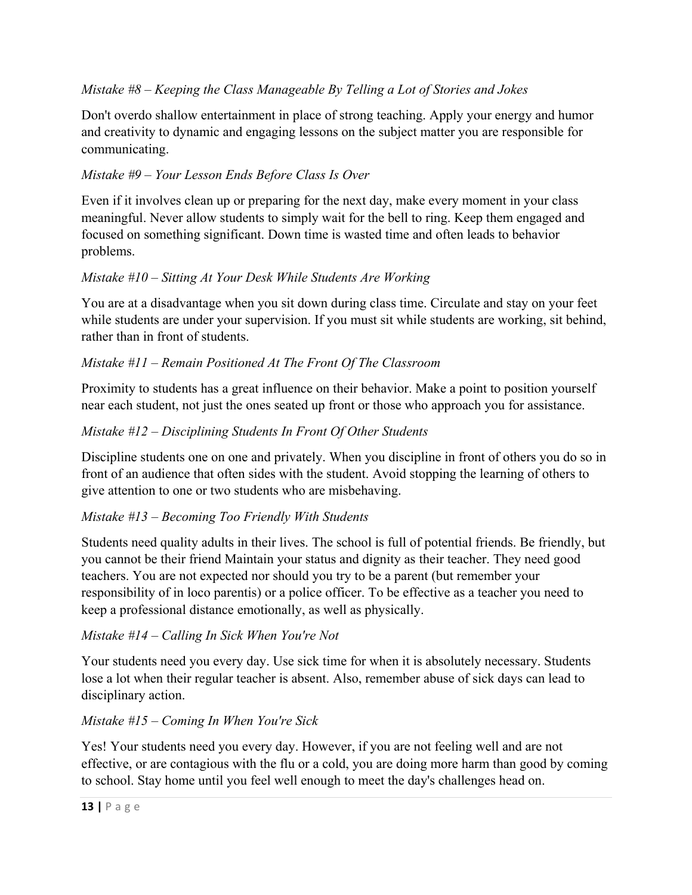*Mistake #8 – Keeping the Class Manageable By Telling a Lot of Stories and Jokes*

Don't overdo shallow entertainment in place of strong teaching. Apply your energy and humor and creativity to dynamic and engaging lessons on the subject matter you are responsible for communicating.

*Mistake #9 – Your Lesson Ends Before Class Is Over*

Even if it involves clean up or preparing for the next day, make every moment in your class meaningful. Never allow students to simply wait for the bell to ring. Keep them engaged and focused on something significant. Down time is wasted time and often leads to behavior problems.

*Mistake #10 – Sitting At Your Desk While Students Are Working*

You are at a disadvantage when you sit down during class time. Circulate and stay on your feet while students are under your supervision. If you must sit while students are working, sit behind, rather than in front of students.

*Mistake #11 – Remain Positioned At The Front Of The Classroom*

Proximity to students has a great influence on their behavior. Make a point to position yourself near each student, not just the ones seated up front or those who approach you for assistance.

*Mistake #12 – Disciplining Students In Front Of Other Students*

Discipline students one on one and privately. When you discipline in front of others you do so in front of an audience that often sides with the student. Avoid stopping the learning of others to give attention to one or two students who are misbehaving.

*Mistake #13 – Becoming Too Friendly With Students*

Students need quality adults in their lives. The school is full of potential friends. Be friendly, but you cannot be their friend Maintain your status and dignity as their teacher. They need good teachers. You are not expected nor should you try to be a parent (but remember your responsibility of in loco parentis) or a police officer. To be effective as a teacher you need to keep a professional distance emotionally, as well as physically.

*Mistake #14 – Calling In Sick When You're Not*

Your students need you every day. Use sick time for when it is absolutely necessary. Students lose a lot when their regular teacher is absent. Also, remember abuse of sick days can lead to disciplinary action.

*Mistake #15 – Coming In When You're Sick*

Yes! Your students need you every day. However, if you are not feeling well and are not effective, or are contagious with the flu or a cold, you are doing more harm than good by coming to school. Stay home until you feel well enough to meet the day's challenges head on.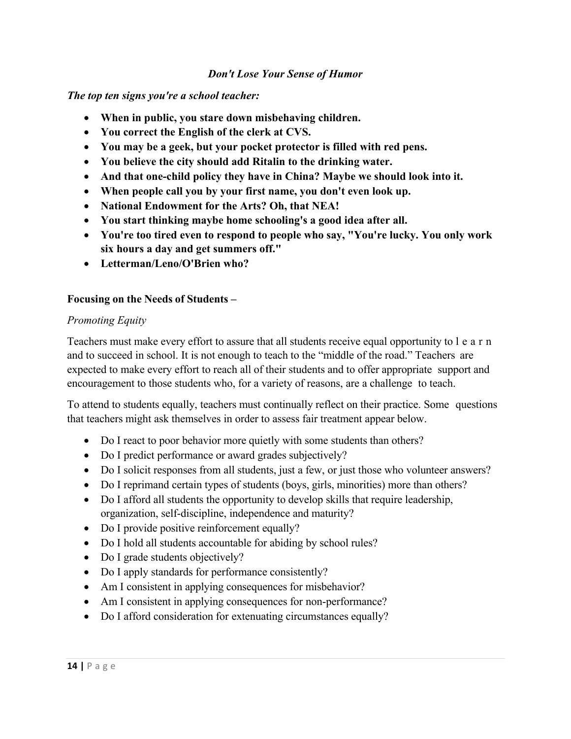### *Don't Lose Your Sense of Humor*

***The top ten signs you're a school teacher:***

- **When in public, you stare down misbehaving children.**
- **You correct the English of the clerk at CVS.**
- **You may be a geek, but your pocket protector is filled with red pens.**
- **You believe the city should add Ritalin to the drinking water.**
- **And that one-child policy they have in China? Maybe we should look into it.**
- **When people call you by your first name, you don't even look up.**
- **National Endowment for the Arts? Oh, that NEA!**
- **You start thinking maybe home schooling's a good idea after all.**
- **You're too tired even to respond to people who say, "You're lucky. You only work six hours a day and get summers off."**
- **Letterman/Leno/O'Brien who?**

**Focusing on the Needs of Students –**

*Promoting Equity*

Teachers must make every effort to assure that all students receive equal opportunity to learn and to succeed in school. It is not enough to teach to the "middle of the road." Teachers are expected to make every effort to reach all of their students and to offer appropriate support and encouragement to those students who, for a variety of reasons, are a challenge to teach.

To attend to students equally, teachers must continually reflect on their practice. Some questions that teachers might ask themselves in order to assess fair treatment appear below.

- Do I react to poor behavior more quietly with some students than others?
- Do I predict performance or award grades subjectively?
- Do I solicit responses from all students, just a few, or just those who volunteer answers?
- Do I reprimand certain types of students (boys, girls, minorities) more than others?
- Do I afford all students the opportunity to develop skills that require leadership, organization, self-discipline, independence and maturity?
- Do I provide positive reinforcement equally?
- Do I hold all students accountable for abiding by school rules?
- Do I grade students objectively?
- Do I apply standards for performance consistently?
- Am I consistent in applying consequences for misbehavior?
- Am I consistent in applying consequences for non-performance?
- Do I afford consideration for extenuating circumstances equally?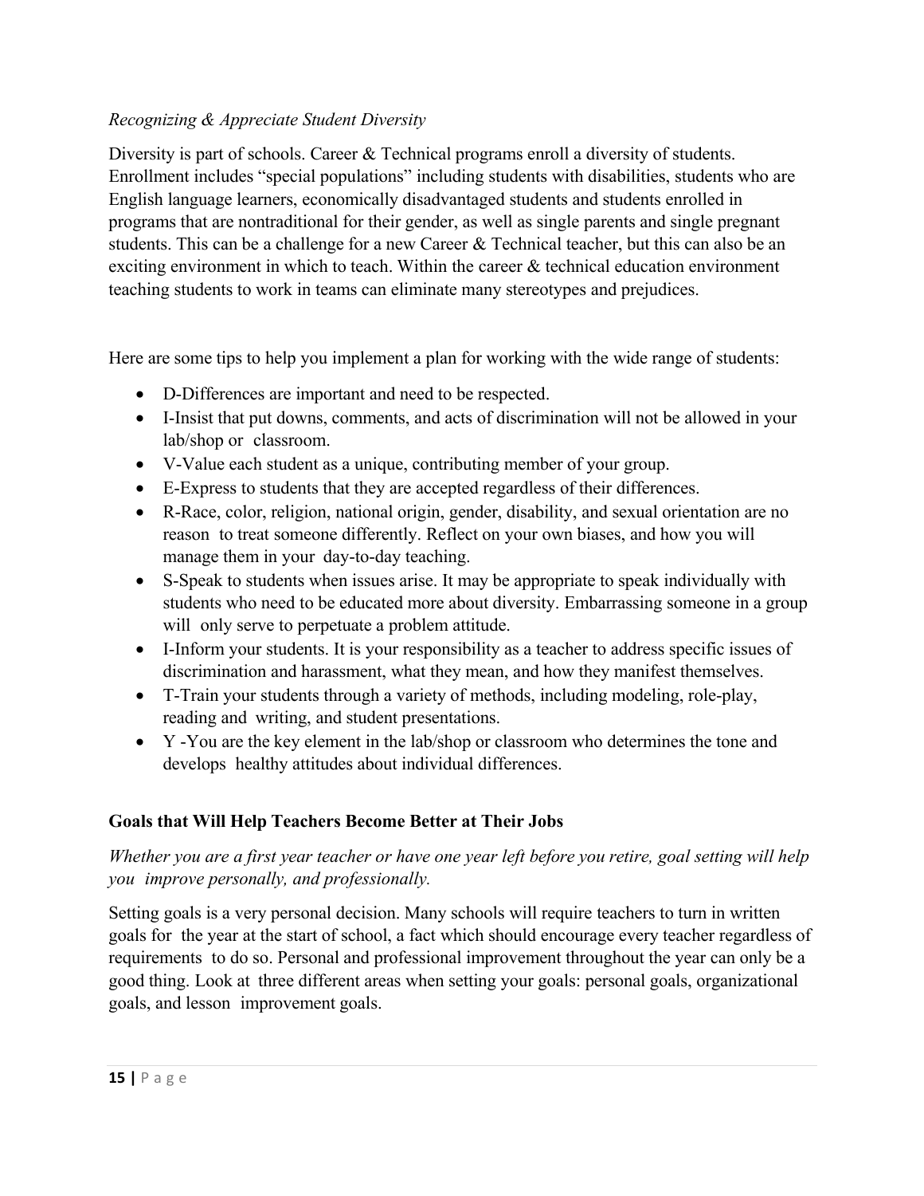*Recognizing & Appreciate Student Diversity*

Diversity is part of schools. Career & Technical programs enroll a diversity of students. Enrollment includes “special populations” including students with disabilities, students who are English language learners, economically disadvantaged students and students enrolled in programs that are nontraditional for their gender, as well as single parents and single pregnant students. This can be a challenge for a new Career & Technical teacher, but this can also be an exciting environment in which to teach. Within the career & technical education environment teaching students to work in teams can eliminate many stereotypes and prejudices.

Here are some tips to help you implement a plan for working with the wide range of students:

- D-Differences are important and need to be respected.
- I-Insist that put downs, comments, and acts of discrimination will not be allowed in your lab/shop or classroom.
- V-Value each student as a unique, contributing member of your group.
- E-Express to students that they are accepted regardless of their differences.
- R-Race, color, religion, national origin, gender, disability, and sexual orientation are no reason to treat someone differently. Reflect on your own biases, and how you will manage them in your day-to-day teaching.
- S-Speak to students when issues arise. It may be appropriate to speak individually with students who need to be educated more about diversity. Embarrassing someone in a group will only serve to perpetuate a problem attitude.
- I-Inform your students. It is your responsibility as a teacher to address specific issues of discrimination and harassment, what they mean, and how they manifest themselves.
- T-Train your students through a variety of methods, including modeling, role-play, reading and writing, and student presentations.
- Y -You are the key element in the lab/shop or classroom who determines the tone and develops healthy attitudes about individual differences.

**Goals that Will Help Teachers Become Better at Their Jobs**

*Whether you are a first year teacher or have one year left before you retire, goal setting will help you improve personally, and professionally.*

Setting goals is a very personal decision. Many schools will require teachers to turn in written goals for the year at the start of school, a fact which should encourage every teacher regardless of requirements to do so. Personal and professional improvement throughout the year can only be a good thing. Look at three different areas when setting your goals: personal goals, organizational goals, and lesson improvement goals.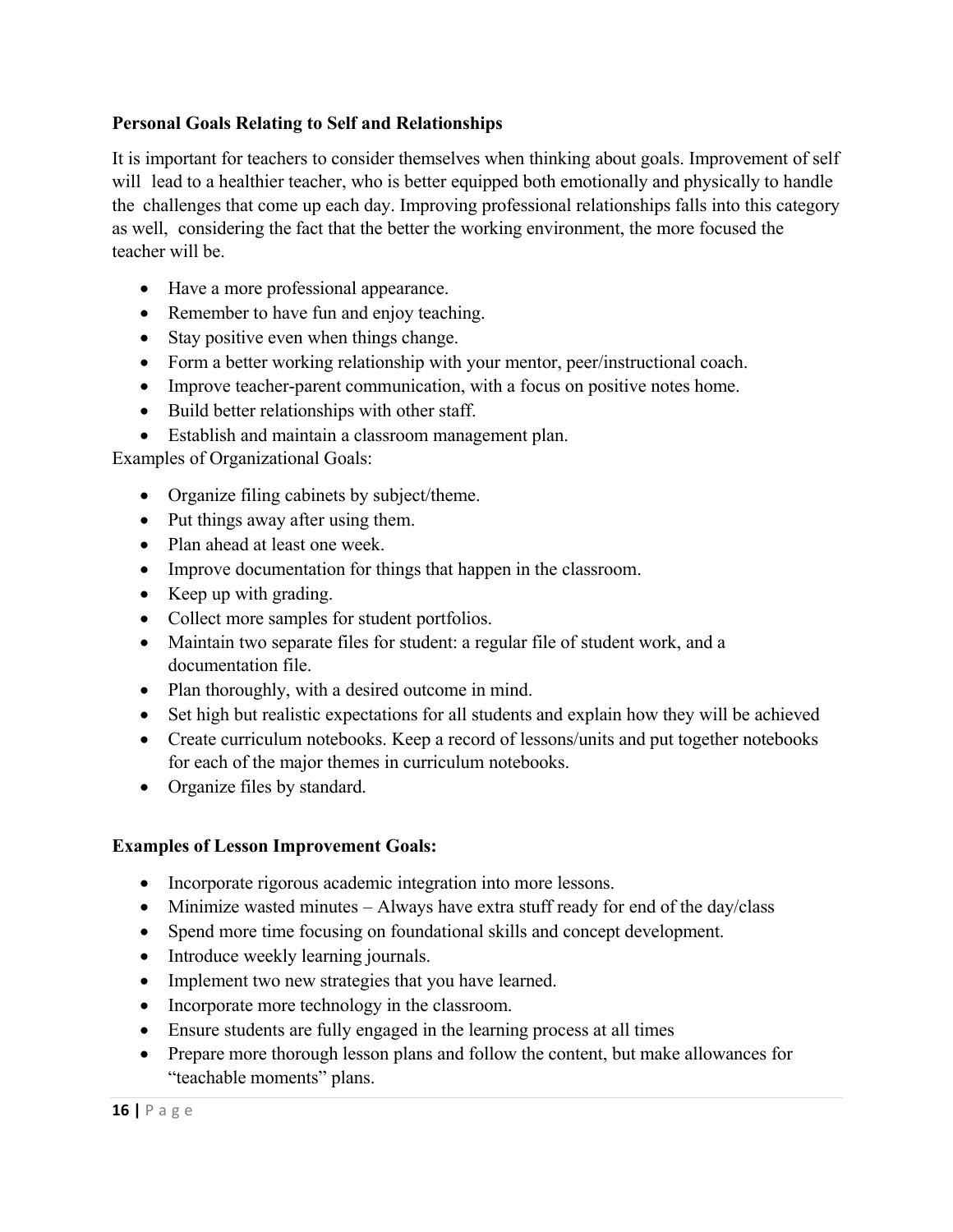**Personal Goals Relating to Self and Relationships**

It is important for teachers to consider themselves when thinking about goals. Improvement of self will lead to a healthier teacher, who is better equipped both emotionally and physically to handle the challenges that come up each day. Improving professional relationships falls into this category as well, considering the fact that the better the working environment, the more focused the teacher will be.

- Have a more professional appearance.
- Remember to have fun and enjoy teaching.
- Stay positive even when things change.
- Form a better working relationship with your mentor, peer/instructional coach.
- Improve teacher-parent communication, with a focus on positive notes home.
- Build better relationships with other staff.
- Establish and maintain a classroom management plan.

Examples of Organizational Goals:

- Organize filing cabinets by subject/theme.
- Put things away after using them.
- Plan ahead at least one week.
- Improve documentation for things that happen in the classroom.
- Keep up with grading.
- Collect more samples for student portfolios.
- Maintain two separate files for student: a regular file of student work, and a documentation file.
- Plan thoroughly, with a desired outcome in mind.
- Set high but realistic expectations for all students and explain how they will be achieved
- Create curriculum notebooks. Keep a record of lessons/units and put together notebooks for each of the major themes in curriculum notebooks.
- Organize files by standard.

**Examples of Lesson Improvement Goals:**

- Incorporate rigorous academic integration into more lessons.
- Minimize wasted minutes – Always have extra stuff ready for end of the day/class
- Spend more time focusing on foundational skills and concept development.
- Introduce weekly learning journals.
- Implement two new strategies that you have learned.
- Incorporate more technology in the classroom.
- Ensure students are fully engaged in the learning process at all times
- Prepare more thorough lesson plans and follow the content, but make allowances for "teachable moments" plans.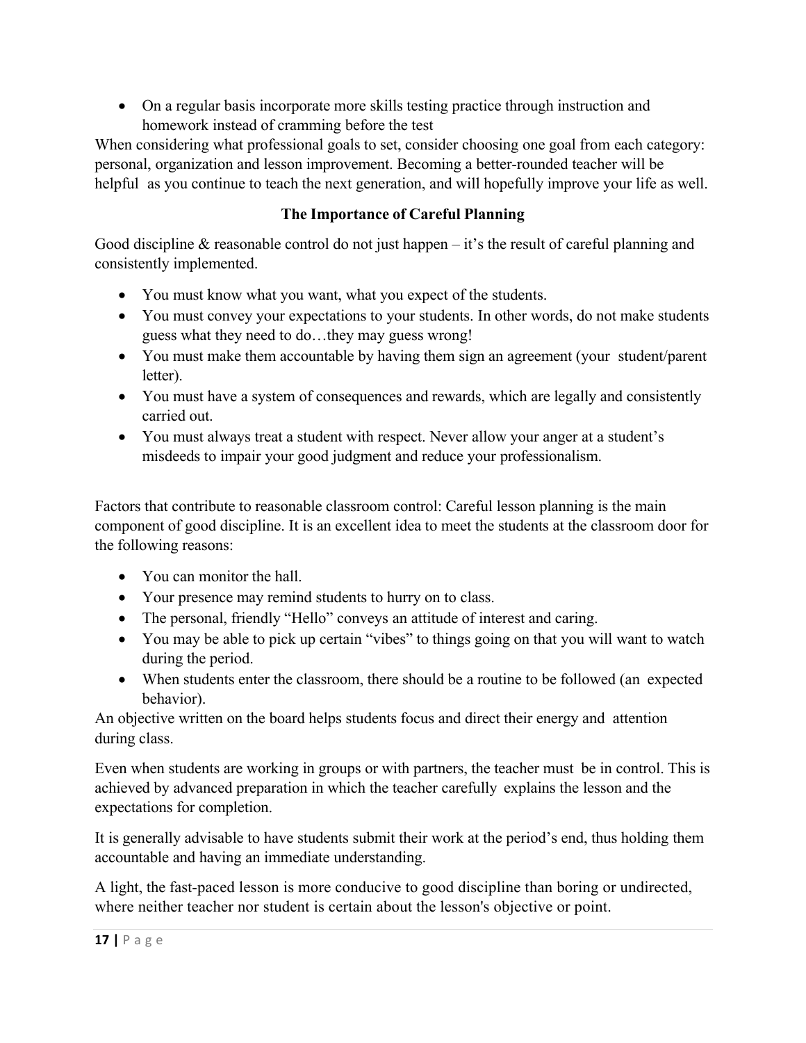- On a regular basis incorporate more skills testing practice through instruction and homework instead of cramming before the test

When considering what professional goals to set, consider choosing one goal from each category: personal, organization and lesson improvement. Becoming a better-rounded teacher will be helpful as you continue to teach the next generation, and will hopefully improve your life as well.

## The Importance of Careful Planning

Good discipline & reasonable control do not just happen – it's the result of careful planning and consistently implemented.

- You must know what you want, what you expect of the students.
- You must convey your expectations to your students. In other words, do not make students guess what they need to do…they may guess wrong!
- You must make them accountable by having them sign an agreement (your student/parent letter).
- You must have a system of consequences and rewards, which are legally and consistently carried out.
- You must always treat a student with respect. Never allow your anger at a student's misdeeds to impair your good judgment and reduce your professionalism.

Factors that contribute to reasonable classroom control: Careful lesson planning is the main component of good discipline. It is an excellent idea to meet the students at the classroom door for the following reasons:

- You can monitor the hall.
- Your presence may remind students to hurry on to class.
- The personal, friendly "Hello" conveys an attitude of interest and caring.
- You may be able to pick up certain "vibes" to things going on that you will want to watch during the period.
- When students enter the classroom, there should be a routine to be followed (an expected behavior).

An objective written on the board helps students focus and direct their energy and attention during class.

Even when students are working in groups or with partners, the teacher must be in control. This is achieved by advanced preparation in which the teacher carefully explains the lesson and the expectations for completion.

It is generally advisable to have students submit their work at the period's end, thus holding them accountable and having an immediate understanding.

A light, the fast-paced lesson is more conducive to good discipline than boring or undirected, where neither teacher nor student is certain about the lesson's objective or point.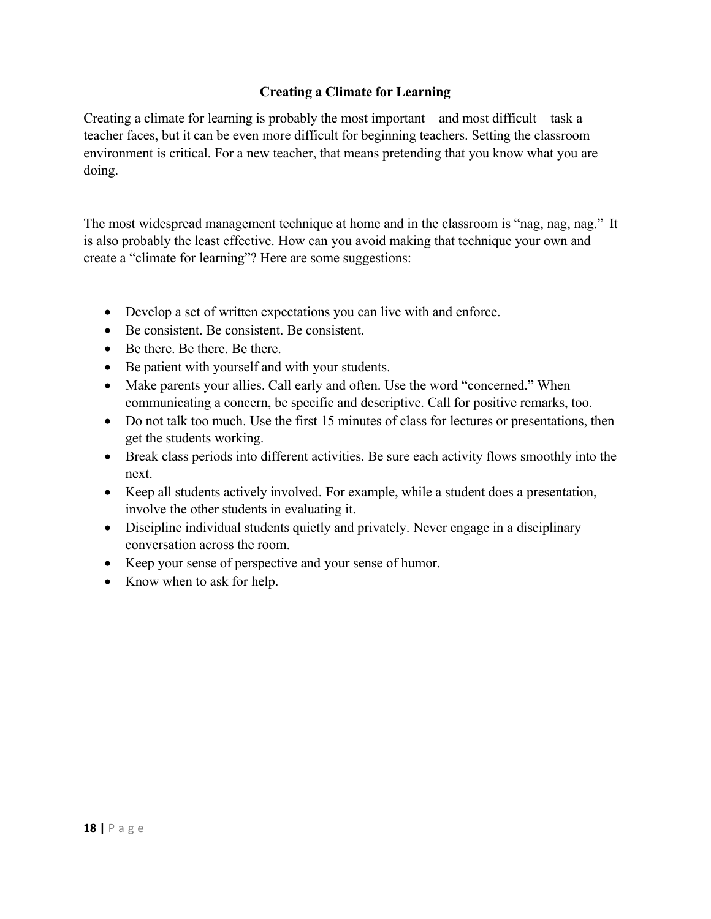## Creating a Climate for Learning

Creating a climate for learning is probably the most important—and most difficult—task a teacher faces, but it can be even more difficult for beginning teachers. Setting the classroom environment is critical. For a new teacher, that means pretending that you know what you are doing.

The most widespread management technique at home and in the classroom is "nag, nag, nag." It is also probably the least effective. How can you avoid making that technique your own and create a "climate for learning"? Here are some suggestions:

- Develop a set of written expectations you can live with and enforce.
- Be consistent. Be consistent. Be consistent.
- Be there. Be there. Be there.
- Be patient with yourself and with your students.
- Make parents your allies. Call early and often. Use the word "concerned." When communicating a concern, be specific and descriptive. Call for positive remarks, too.
- Do not talk too much. Use the first 15 minutes of class for lectures or presentations, then get the students working.
- Break class periods into different activities. Be sure each activity flows smoothly into the next.
- Keep all students actively involved. For example, while a student does a presentation, involve the other students in evaluating it.
- Discipline individual students quietly and privately. Never engage in a disciplinary conversation across the room.
- Keep your sense of perspective and your sense of humor.
- Know when to ask for help.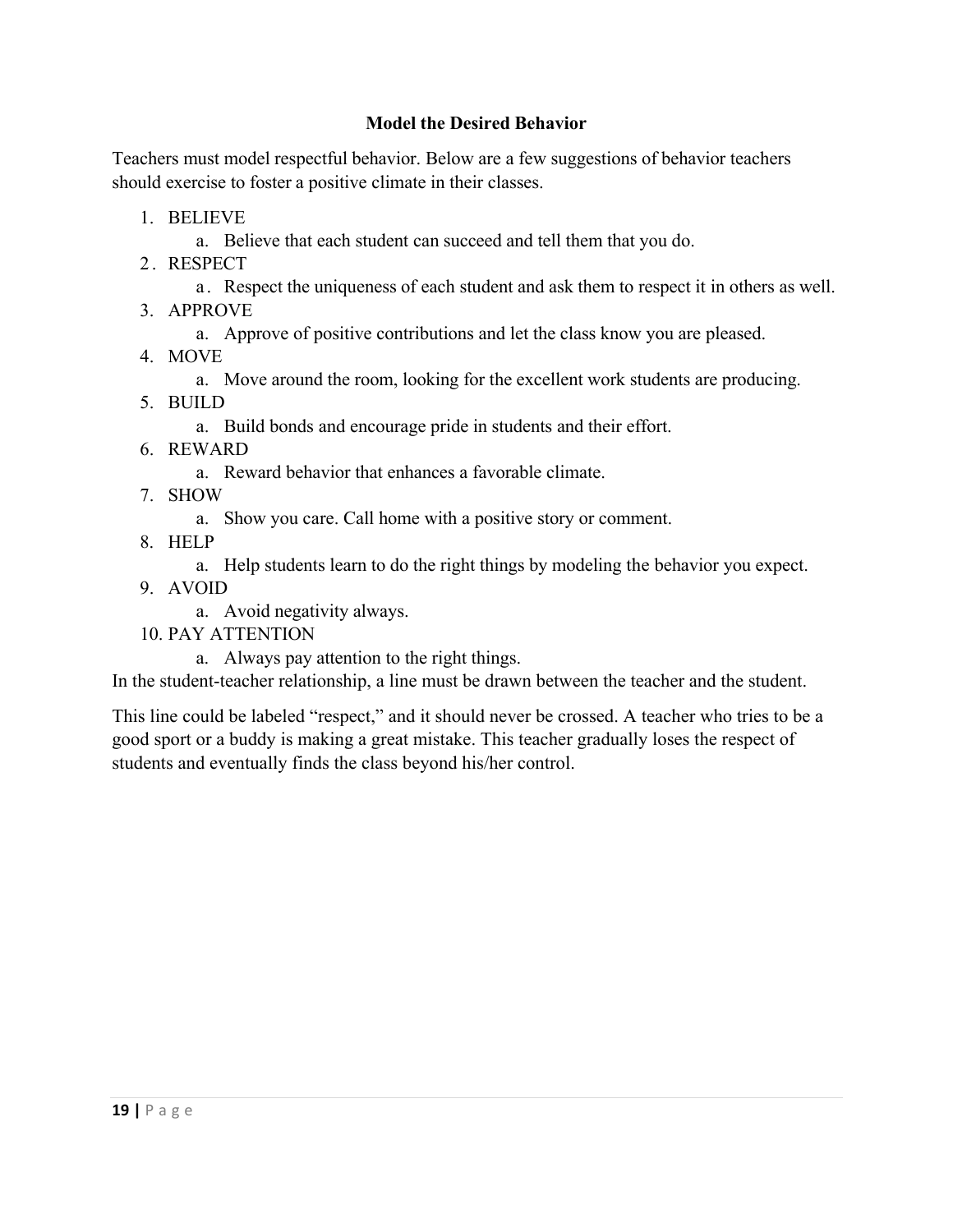### Model the Desired Behavior

Teachers must model respectful behavior. Below are a few suggestions of behavior teachers should exercise to foster a positive climate in their classes.

1. BELIEVE
   a. Believe that each student can succeed and tell them that you do.
2. RESPECT
   a. Respect the uniqueness of each student and ask them to respect it in others as well.
3. APPROVE
   a. Approve of positive contributions and let the class know you are pleased.
4. MOVE
   a. Move around the room, looking for the excellent work students are producing.
5. BUILD
   a. Build bonds and encourage pride in students and their effort.
6. REWARD
   a. Reward behavior that enhances a favorable climate.
7. SHOW
   a. Show you care. Call home with a positive story or comment.
8. HELP
   a. Help students learn to do the right things by modeling the behavior you expect.
9. AVOID
   a. Avoid negativity always.
10. PAY ATTENTION
    a. Always pay attention to the right things.

In the student-teacher relationship, a line must be drawn between the teacher and the student.

This line could be labeled "respect," and it should never be crossed. A teacher who tries to be a good sport or a buddy is making a great mistake. This teacher gradually loses the respect of students and eventually finds the class beyond his/her control.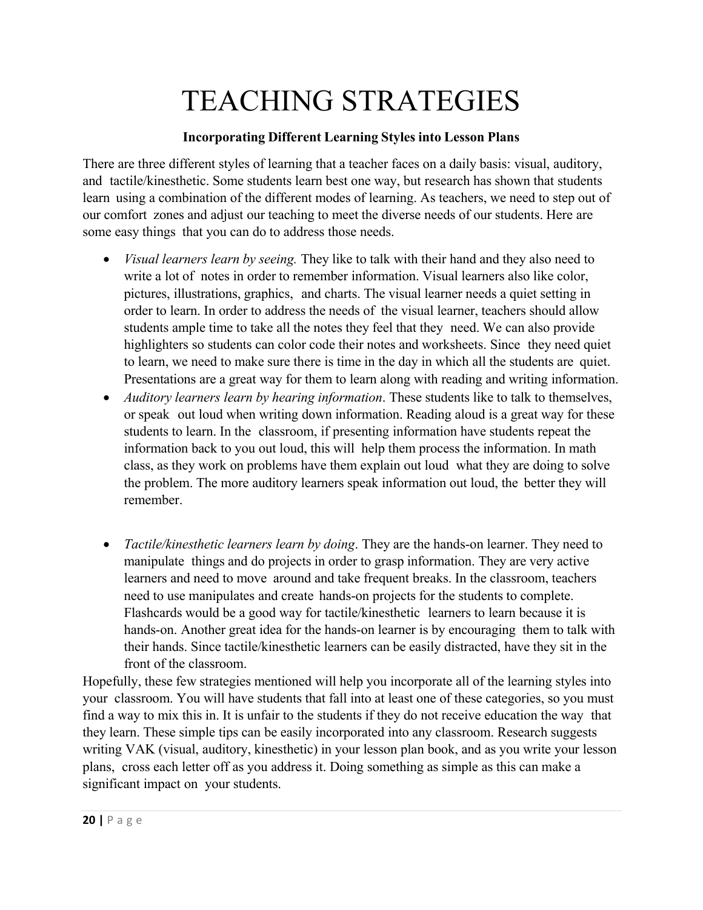# TEACHING STRATEGIES

**Incorporating Different Learning Styles into Lesson Plans**

There are three different styles of learning that a teacher faces on a daily basis: visual, auditory, and tactile/kinesthetic. Some students learn best one way, but research has shown that students learn using a combination of the different modes of learning. As teachers, we need to step out of our comfort zones and adjust our teaching to meet the diverse needs of our students. Here are some easy things that you can do to address those needs.

- *Visual learners learn by seeing.* They like to talk with their hand and they also need to write a lot of notes in order to remember information. Visual learners also like color, pictures, illustrations, graphics, and charts. The visual learner needs a quiet setting in order to learn. In order to address the needs of the visual learner, teachers should allow students ample time to take all the notes they feel that they need. We can also provide highlighters so students can color code their notes and worksheets. Since they need quiet to learn, we need to make sure there is time in the day in which all the students are quiet. Presentations are a great way for them to learn along with reading and writing information.
- *Auditory learners learn by hearing information*. These students like to talk to themselves, or speak out loud when writing down information. Reading aloud is a great way for these students to learn. In the classroom, if presenting information have students repeat the information back to you out loud, this will help them process the information. In math class, as they work on problems have them explain out loud what they are doing to solve the problem. The more auditory learners speak information out loud, the better they will remember.
- *Tactile/kinesthetic learners learn by doing*. They are the hands-on learner. They need to manipulate things and do projects in order to grasp information. They are very active learners and need to move around and take frequent breaks. In the classroom, teachers need to use manipulates and create hands-on projects for the students to complete. Flashcards would be a good way for tactile/kinesthetic learners to learn because it is hands-on. Another great idea for the hands-on learner is by encouraging them to talk with their hands. Since tactile/kinesthetic learners can be easily distracted, have they sit in the front of the classroom.

Hopefully, these few strategies mentioned will help you incorporate all of the learning styles into your classroom. You will have students that fall into at least one of these categories, so you must find a way to mix this in. It is unfair to the students if they do not receive education the way that they learn. These simple tips can be easily incorporated into any classroom. Research suggests writing VAK (visual, auditory, kinesthetic) in your lesson plan book, and as you write your lesson plans, cross each letter off as you address it. Doing something as simple as this can make a significant impact on your students.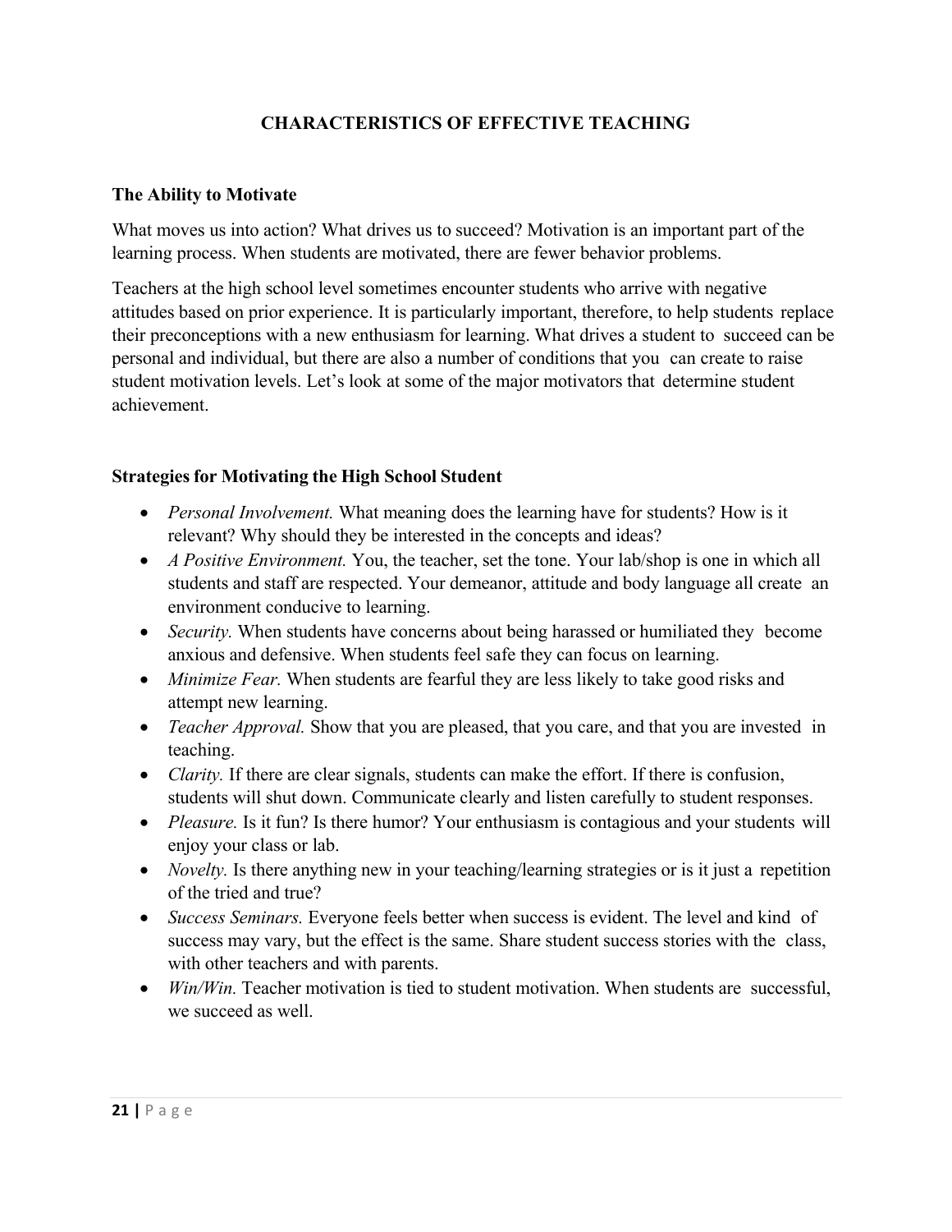# CHARACTERISTICS OF EFFECTIVE TEACHING

## The Ability to Motivate

What moves us into action? What drives us to succeed? Motivation is an important part of the learning process. When students are motivated, there are fewer behavior problems.

Teachers at the high school level sometimes encounter students who arrive with negative attitudes based on prior experience. It is particularly important, therefore, to help students replace their preconceptions with a new enthusiasm for learning. What drives a student to succeed can be personal and individual, but there are also a number of conditions that you can create to raise student motivation levels. Let's look at some of the major motivators that determine student achievement.

## Strategies for Motivating the High School Student

- *Personal Involvement.* What meaning does the learning have for students? How is it relevant? Why should they be interested in the concepts and ideas?
- *A Positive Environment.* You, the teacher, set the tone. Your lab/shop is one in which all students and staff are respected. Your demeanor, attitude and body language all create an environment conducive to learning.
- *Security.* When students have concerns about being harassed or humiliated they become anxious and defensive. When students feel safe they can focus on learning.
- *Minimize Fear.* When students are fearful they are less likely to take good risks and attempt new learning.
- *Teacher Approval.* Show that you are pleased, that you care, and that you are invested in teaching.
- *Clarity.* If there are clear signals, students can make the effort. If there is confusion, students will shut down. Communicate clearly and listen carefully to student responses.
- *Pleasure.* Is it fun? Is there humor? Your enthusiasm is contagious and your students will enjoy your class or lab.
- *Novelty.* Is there anything new in your teaching/learning strategies or is it just a repetition of the tried and true?
- *Success Seminars.* Everyone feels better when success is evident. The level and kind of success may vary, but the effect is the same. Share student success stories with the class, with other teachers and with parents.
- *Win/Win.* Teacher motivation is tied to student motivation. When students are successful, we succeed as well.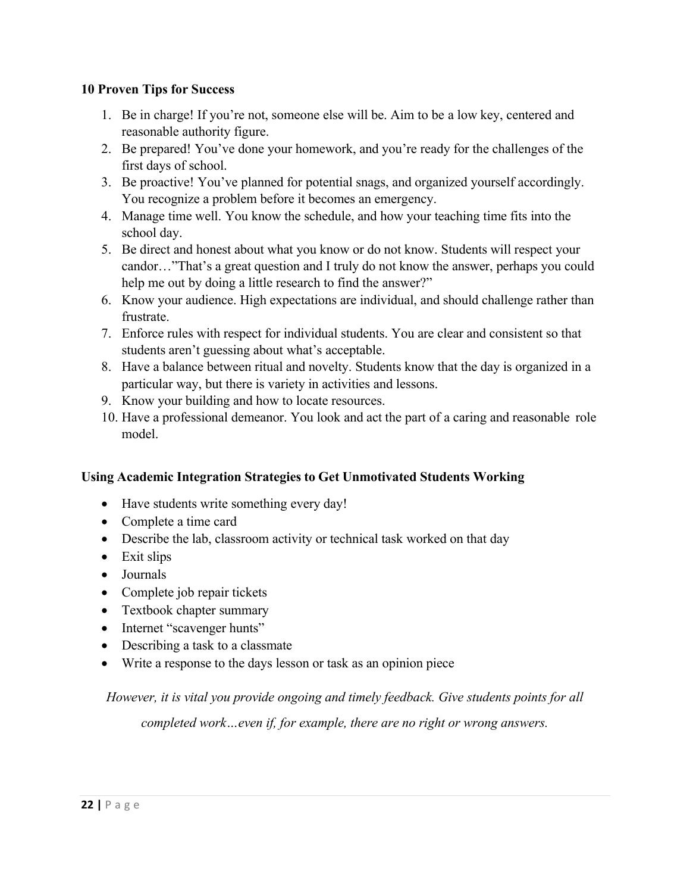**10 Proven Tips for Success**

1. Be in charge! If you're not, someone else will be. Aim to be a low key, centered and reasonable authority figure.
2. Be prepared! You've done your homework, and you're ready for the challenges of the first days of school.
3. Be proactive! You've planned for potential snags, and organized yourself accordingly. You recognize a problem before it becomes an emergency.
4. Manage time well. You know the schedule, and how your teaching time fits into the school day.
5. Be direct and honest about what you know or do not know. Students will respect your candor…"That's a great question and I truly do not know the answer, perhaps you could help me out by doing a little research to find the answer?"
6. Know your audience. High expectations are individual, and should challenge rather than frustrate.
7. Enforce rules with respect for individual students. You are clear and consistent so that students aren't guessing about what's acceptable.
8. Have a balance between ritual and novelty. Students know that the day is organized in a particular way, but there is variety in activities and lessons.
9. Know your building and how to locate resources.
10. Have a professional demeanor. You look and act the part of a caring and reasonable role model.

**Using Academic Integration Strategies to Get Unmotivated Students Working**

- Have students write something every day!
- Complete a time card
- Describe the lab, classroom activity or technical task worked on that day
- Exit slips
- Journals
- Complete job repair tickets
- Textbook chapter summary
- Internet "scavenger hunts"
- Describing a task to a classmate
- Write a response to the days lesson or task as an opinion piece

*However, it is vital you provide ongoing and timely feedback. Give students points for all completed work…even if, for example, there are no right or wrong answers.*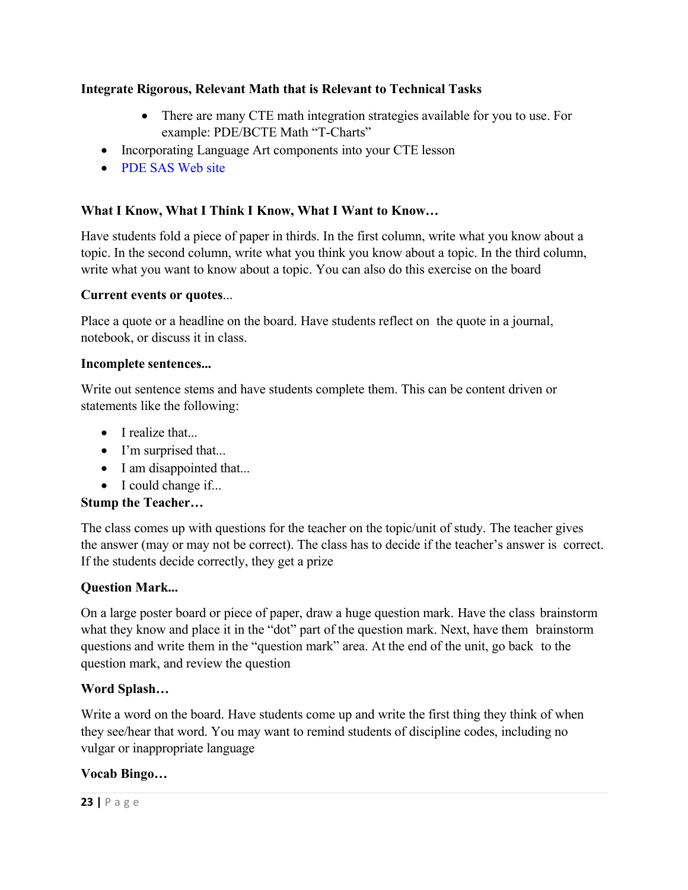**Integrate Rigorous, Relevant Math that is Relevant to Technical Tasks**

- There are many CTE math integration strategies available for you to use. For example: PDE/BCTE Math "T-Charts"
- Incorporating Language Art components into your CTE lesson
- PDE SAS Web site

**What I Know, What I Think I Know, What I Want to Know…**

Have students fold a piece of paper in thirds. In the first column, write what you know about a topic. In the second column, write what you think you know about a topic. In the third column, write what you want to know about a topic. You can also do this exercise on the board

**Current events or quotes**...

Place a quote or a headline on the board. Have students reflect on the quote in a journal, notebook, or discuss it in class.

**Incomplete sentences...**

Write out sentence stems and have students complete them. This can be content driven or statements like the following:

- I realize that...
- I'm surprised that...
- I am disappointed that...
- I could change if...

**Stump the Teacher…**

The class comes up with questions for the teacher on the topic/unit of study. The teacher gives the answer (may or may not be correct). The class has to decide if the teacher's answer is correct. If the students decide correctly, they get a prize

**Question Mark...**

On a large poster board or piece of paper, draw a huge question mark. Have the class brainstorm what they know and place it in the "dot" part of the question mark. Next, have them brainstorm questions and write them in the "question mark" area. At the end of the unit, go back to the question mark, and review the question

**Word Splash…**

Write a word on the board. Have students come up and write the first thing they think of when they see/hear that word. You may want to remind students of discipline codes, including no vulgar or inappropriate language

**Vocab Bingo…**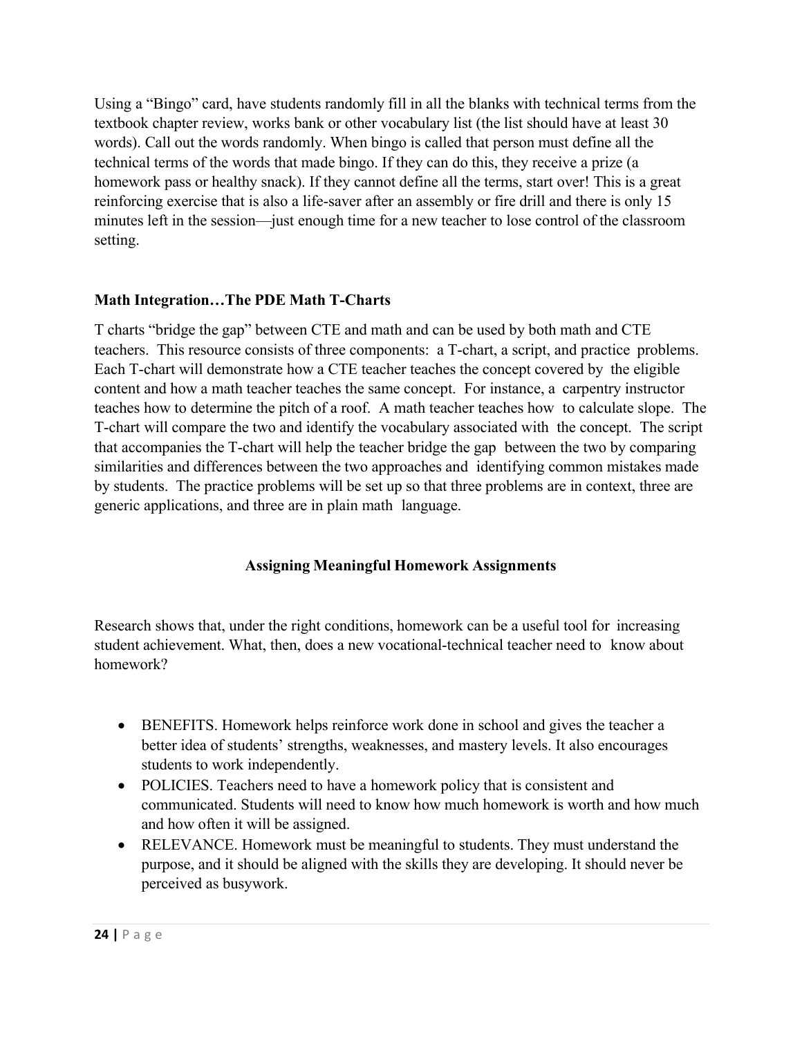Using a "Bingo" card, have students randomly fill in all the blanks with technical terms from the textbook chapter review, works bank or other vocabulary list (the list should have at least 30 words). Call out the words randomly. When bingo is called that person must define all the technical terms of the words that made bingo. If they can do this, they receive a prize (a homework pass or healthy snack). If they cannot define all the terms, start over! This is a great reinforcing exercise that is also a life-saver after an assembly or fire drill and there is only 15 minutes left in the session—just enough time for a new teacher to lose control of the classroom setting.

**Math Integration…The PDE Math T-Charts**

T charts "bridge the gap" between CTE and math and can be used by both math and CTE teachers. This resource consists of three components: a T-chart, a script, and practice problems. Each T-chart will demonstrate how a CTE teacher teaches the concept covered by the eligible content and how a math teacher teaches the same concept. For instance, a carpentry instructor teaches how to determine the pitch of a roof. A math teacher teaches how to calculate slope. The T-chart will compare the two and identify the vocabulary associated with the concept. The script that accompanies the T-chart will help the teacher bridge the gap between the two by comparing similarities and differences between the two approaches and identifying common mistakes made by students. The practice problems will be set up so that three problems are in context, three are generic applications, and three are in plain math language.

## Assigning Meaningful Homework Assignments

Research shows that, under the right conditions, homework can be a useful tool for increasing student achievement. What, then, does a new vocational-technical teacher need to know about homework?

- BENEFITS. Homework helps reinforce work done in school and gives the teacher a better idea of students' strengths, weaknesses, and mastery levels. It also encourages students to work independently.
- POLICIES. Teachers need to have a homework policy that is consistent and communicated. Students will need to know how much homework is worth and how much and how often it will be assigned.
- RELEVANCE. Homework must be meaningful to students. They must understand the purpose, and it should be aligned with the skills they are developing. It should never be perceived as busywork.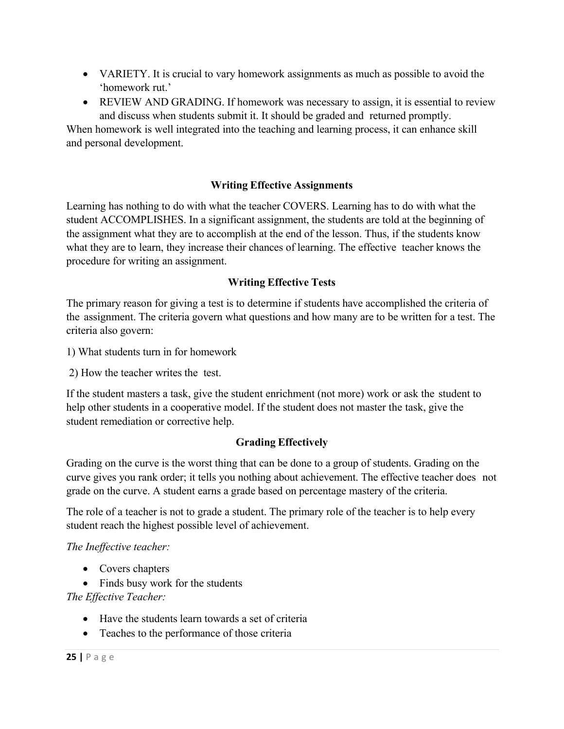- VARIETY. It is crucial to vary homework assignments as much as possible to avoid the 'homework rut.'
- REVIEW AND GRADING. If homework was necessary to assign, it is essential to review and discuss when students submit it. It should be graded and returned promptly.

When homework is well integrated into the teaching and learning process, it can enhance skill and personal development.

### Writing Effective Assignments

Learning has nothing to do with what the teacher COVERS. Learning has to do with what the student ACCOMPLISHES. In a significant assignment, the students are told at the beginning of the assignment what they are to accomplish at the end of the lesson. Thus, if the students know what they are to learn, they increase their chances of learning. The effective teacher knows the procedure for writing an assignment.

### Writing Effective Tests

The primary reason for giving a test is to determine if students have accomplished the criteria of the assignment. The criteria govern what questions and how many are to be written for a test. The criteria also govern:

1) What students turn in for homework

2) How the teacher writes the test.

If the student masters a task, give the student enrichment (not more) work or ask the student to help other students in a cooperative model. If the student does not master the task, give the student remediation or corrective help.

### Grading Effectively

Grading on the curve is the worst thing that can be done to a group of students. Grading on the curve gives you rank order; it tells you nothing about achievement. The effective teacher does not grade on the curve. A student earns a grade based on percentage mastery of the criteria.

The role of a teacher is not to grade a student. The primary role of the teacher is to help every student reach the highest possible level of achievement.

*The Ineffective teacher:*

- Covers chapters
- Finds busy work for the students

*The Effective Teacher:*

- Have the students learn towards a set of criteria
- Teaches to the performance of those criteria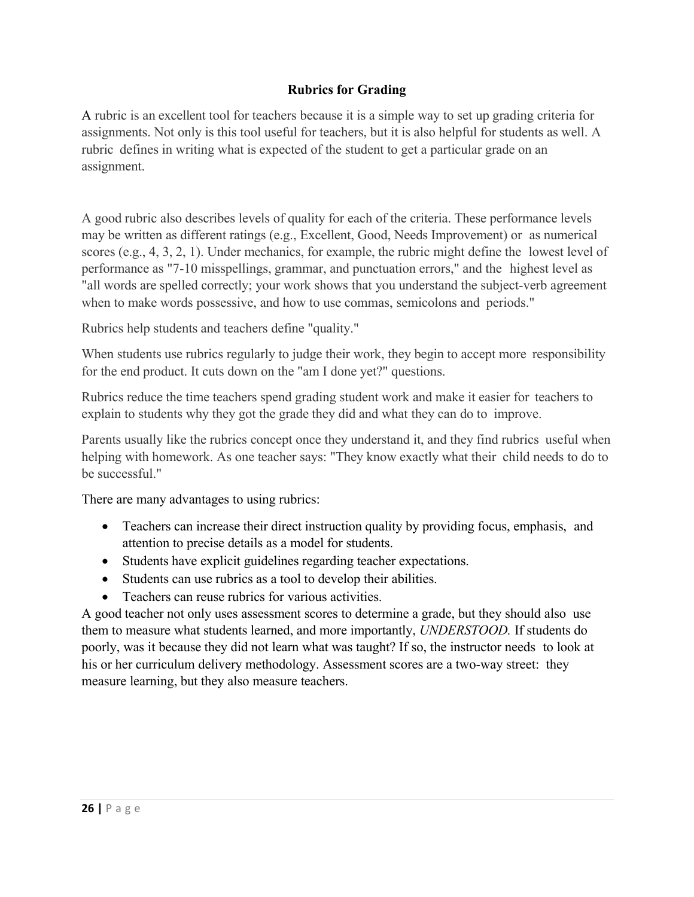## Rubrics for Grading

A rubric is an excellent tool for teachers because it is a simple way to set up grading criteria for assignments. Not only is this tool useful for teachers, but it is also helpful for students as well. A rubric defines in writing what is expected of the student to get a particular grade on an assignment.

A good rubric also describes levels of quality for each of the criteria. These performance levels may be written as different ratings (e.g., Excellent, Good, Needs Improvement) or as numerical scores (e.g., 4, 3, 2, 1). Under mechanics, for example, the rubric might define the lowest level of performance as "7-10 misspellings, grammar, and punctuation errors," and the highest level as "all words are spelled correctly; your work shows that you understand the subject-verb agreement when to make words possessive, and how to use commas, semicolons and periods."

Rubrics help students and teachers define "quality."

When students use rubrics regularly to judge their work, they begin to accept more responsibility for the end product. It cuts down on the "am I done yet?" questions.

Rubrics reduce the time teachers spend grading student work and make it easier for teachers to explain to students why they got the grade they did and what they can do to improve.

Parents usually like the rubrics concept once they understand it, and they find rubrics useful when helping with homework. As one teacher says: "They know exactly what their child needs to do to be successful."

There are many advantages to using rubrics:

- Teachers can increase their direct instruction quality by providing focus, emphasis, and attention to precise details as a model for students.
- Students have explicit guidelines regarding teacher expectations.
- Students can use rubrics as a tool to develop their abilities.
- Teachers can reuse rubrics for various activities.

A good teacher not only uses assessment scores to determine a grade, but they should also use them to measure what students learned, and more importantly, *UNDERSTOOD.* If students do poorly, was it because they did not learn what was taught? If so, the instructor needs to look at his or her curriculum delivery methodology. Assessment scores are a two-way street: they measure learning, but they also measure teachers.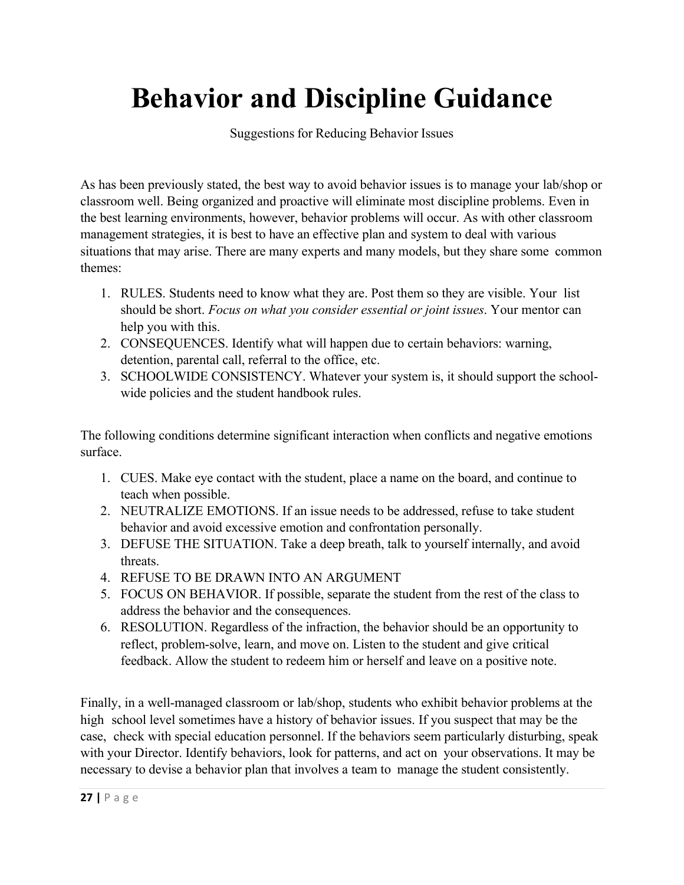# Behavior and Discipline Guidance

Suggestions for Reducing Behavior Issues

As has been previously stated, the best way to avoid behavior issues is to manage your lab/shop or classroom well. Being organized and proactive will eliminate most discipline problems. Even in the best learning environments, however, behavior problems will occur. As with other classroom management strategies, it is best to have an effective plan and system to deal with various situations that may arise. There are many experts and many models, but they share some common themes:

1. RULES. Students need to know what they are. Post them so they are visible. Your list should be short. *Focus on what you consider essential or joint issues*. Your mentor can help you with this.
2. CONSEQUENCES. Identify what will happen due to certain behaviors: warning, detention, parental call, referral to the office, etc.
3. SCHOOLWIDE CONSISTENCY. Whatever your system is, it should support the school-wide policies and the student handbook rules.

The following conditions determine significant interaction when conflicts and negative emotions surface.

1. CUES. Make eye contact with the student, place a name on the board, and continue to teach when possible.
2. NEUTRALIZE EMOTIONS. If an issue needs to be addressed, refuse to take student behavior and avoid excessive emotion and confrontation personally.
3. DEFUSE THE SITUATION. Take a deep breath, talk to yourself internally, and avoid threats.
4. REFUSE TO BE DRAWN INTO AN ARGUMENT
5. FOCUS ON BEHAVIOR. If possible, separate the student from the rest of the class to address the behavior and the consequences.
6. RESOLUTION. Regardless of the infraction, the behavior should be an opportunity to reflect, problem-solve, learn, and move on. Listen to the student and give critical feedback. Allow the student to redeem him or herself and leave on a positive note.

Finally, in a well-managed classroom or lab/shop, students who exhibit behavior problems at the high school level sometimes have a history of behavior issues. If you suspect that may be the case, check with special education personnel. If the behaviors seem particularly disturbing, speak with your Director. Identify behaviors, look for patterns, and act on your observations. It may be necessary to devise a behavior plan that involves a team to manage the student consistently.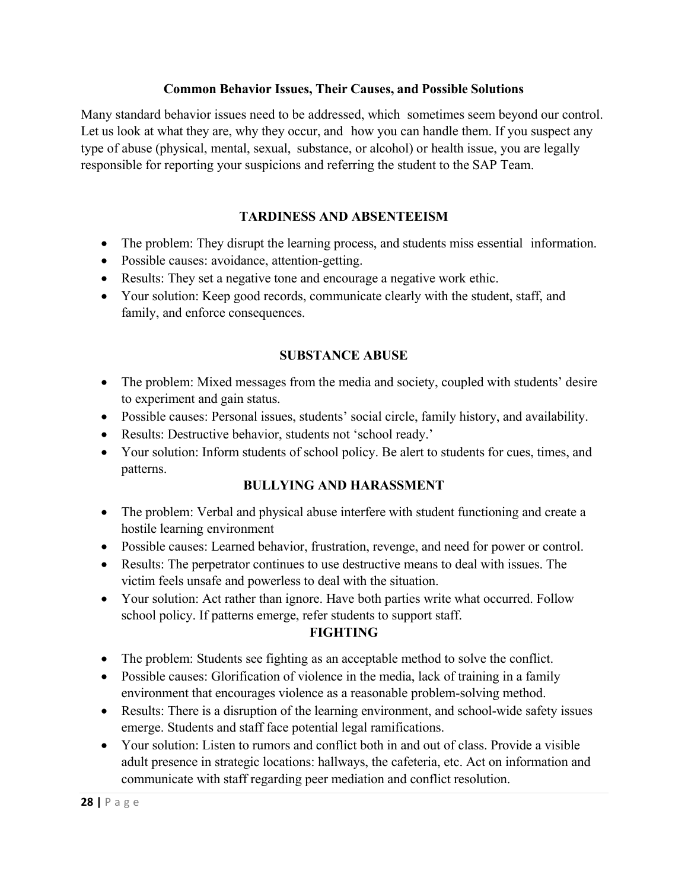## Common Behavior Issues, Their Causes, and Possible Solutions

Many standard behavior issues need to be addressed, which sometimes seem beyond our control. Let us look at what they are, why they occur, and how you can handle them. If you suspect any type of abuse (physical, mental, sexual, substance, or alcohol) or health issue, you are legally responsible for reporting your suspicions and referring the student to the SAP Team.

### TARDINESS AND ABSENTEEISM

- The problem: They disrupt the learning process, and students miss essential information.
- Possible causes: avoidance, attention-getting.
- Results: They set a negative tone and encourage a negative work ethic.
- Your solution: Keep good records, communicate clearly with the student, staff, and family, and enforce consequences.

### SUBSTANCE ABUSE

- The problem: Mixed messages from the media and society, coupled with students' desire to experiment and gain status.
- Possible causes: Personal issues, students' social circle, family history, and availability.
- Results: Destructive behavior, students not 'school ready.'
- Your solution: Inform students of school policy. Be alert to students for cues, times, and patterns.

### BULLYING AND HARASSMENT

- The problem: Verbal and physical abuse interfere with student functioning and create a hostile learning environment
- Possible causes: Learned behavior, frustration, revenge, and need for power or control.
- Results: The perpetrator continues to use destructive means to deal with issues. The victim feels unsafe and powerless to deal with the situation.
- Your solution: Act rather than ignore. Have both parties write what occurred. Follow school policy. If patterns emerge, refer students to support staff.

### FIGHTING

- The problem: Students see fighting as an acceptable method to solve the conflict.
- Possible causes: Glorification of violence in the media, lack of training in a family environment that encourages violence as a reasonable problem-solving method.
- Results: There is a disruption of the learning environment, and school-wide safety issues emerge. Students and staff face potential legal ramifications.
- Your solution: Listen to rumors and conflict both in and out of class. Provide a visible adult presence in strategic locations: hallways, the cafeteria, etc. Act on information and communicate with staff regarding peer mediation and conflict resolution.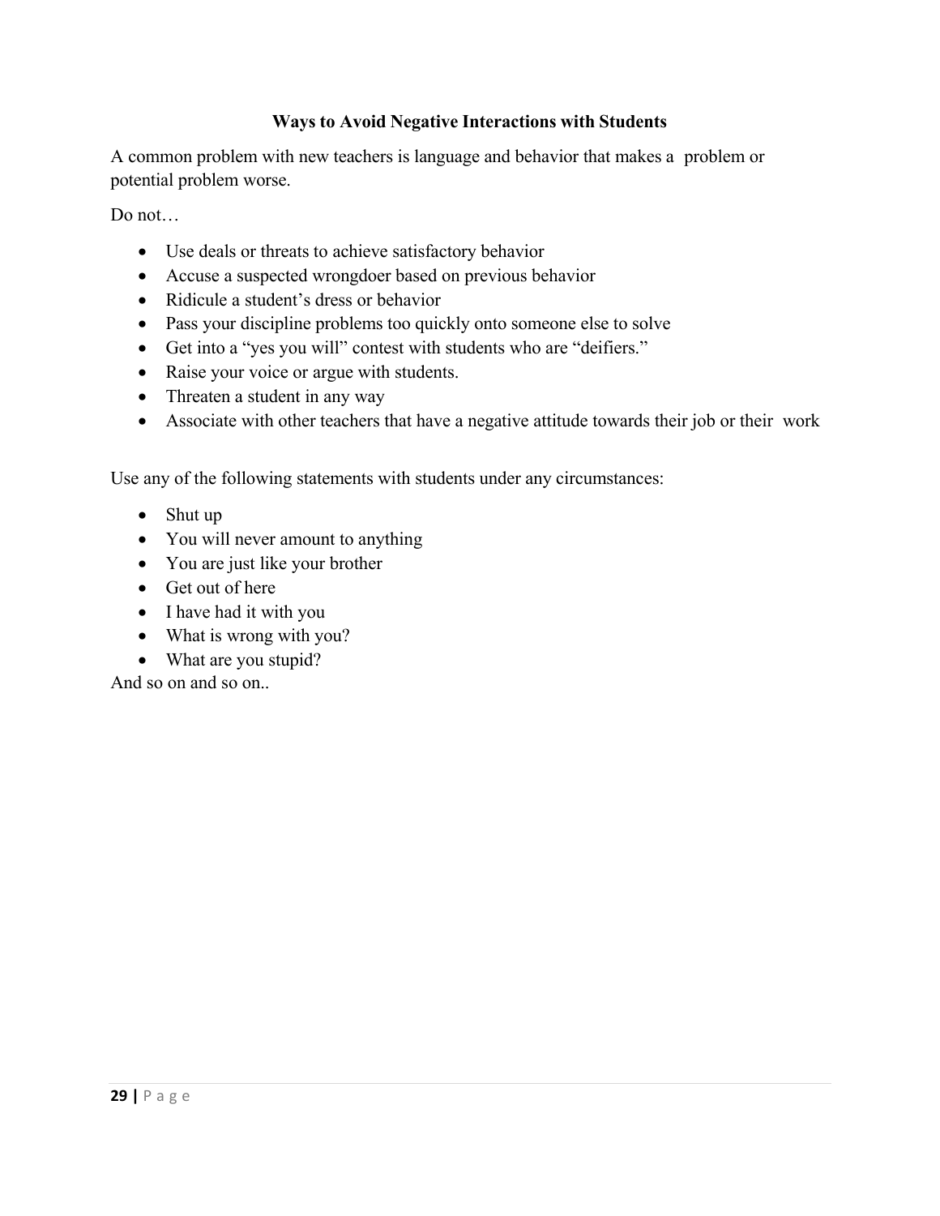**Ways to Avoid Negative Interactions with Students**

A common problem with new teachers is language and behavior that makes a problem or potential problem worse.

Do not…

- Use deals or threats to achieve satisfactory behavior
- Accuse a suspected wrongdoer based on previous behavior
- Ridicule a student's dress or behavior
- Pass your discipline problems too quickly onto someone else to solve
- Get into a "yes you will" contest with students who are "deifiers."
- Raise your voice or argue with students.
- Threaten a student in any way
- Associate with other teachers that have a negative attitude towards their job or their work

Use any of the following statements with students under any circumstances:

- Shut up
- You will never amount to anything
- You are just like your brother
- Get out of here
- I have had it with you
- What is wrong with you?
- What are you stupid?

And so on and so on..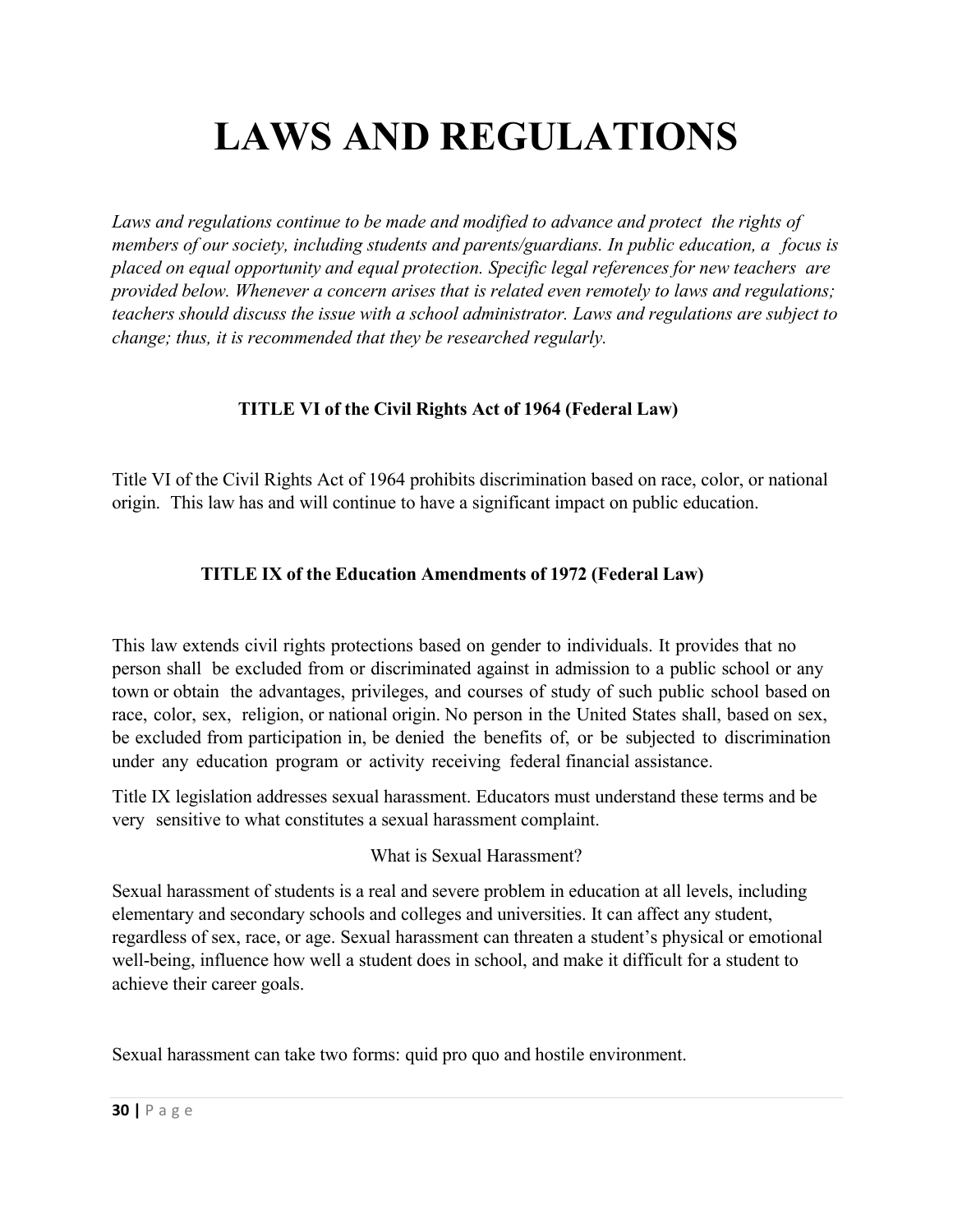# LAWS AND REGULATIONS

*Laws and regulations continue to be made and modified to advance and protect the rights of members of our society, including students and parents/guardians. In public education, a focus is placed on equal opportunity and equal protection. Specific legal references for new teachers are provided below. Whenever a concern arises that is related even remotely to laws and regulations; teachers should discuss the issue with a school administrator. Laws and regulations are subject to change; thus, it is recommended that they be researched regularly.*

### TITLE VI of the Civil Rights Act of 1964 (Federal Law)

Title VI of the Civil Rights Act of 1964 prohibits discrimination based on race, color, or national origin. This law has and will continue to have a significant impact on public education.

### TITLE IX of the Education Amendments of 1972 (Federal Law)

This law extends civil rights protections based on gender to individuals. It provides that no person shall be excluded from or discriminated against in admission to a public school or any town or obtain the advantages, privileges, and courses of study of such public school based on race, color, sex, religion, or national origin. No person in the United States shall, based on sex, be excluded from participation in, be denied the benefits of, or be subjected to discrimination under any education program or activity receiving federal financial assistance.

Title IX legislation addresses sexual harassment. Educators must understand these terms and be very sensitive to what constitutes a sexual harassment complaint.

What is Sexual Harassment?

Sexual harassment of students is a real and severe problem in education at all levels, including elementary and secondary schools and colleges and universities. It can affect any student, regardless of sex, race, or age. Sexual harassment can threaten a student's physical or emotional well-being, influence how well a student does in school, and make it difficult for a student to achieve their career goals.

Sexual harassment can take two forms: quid pro quo and hostile environment.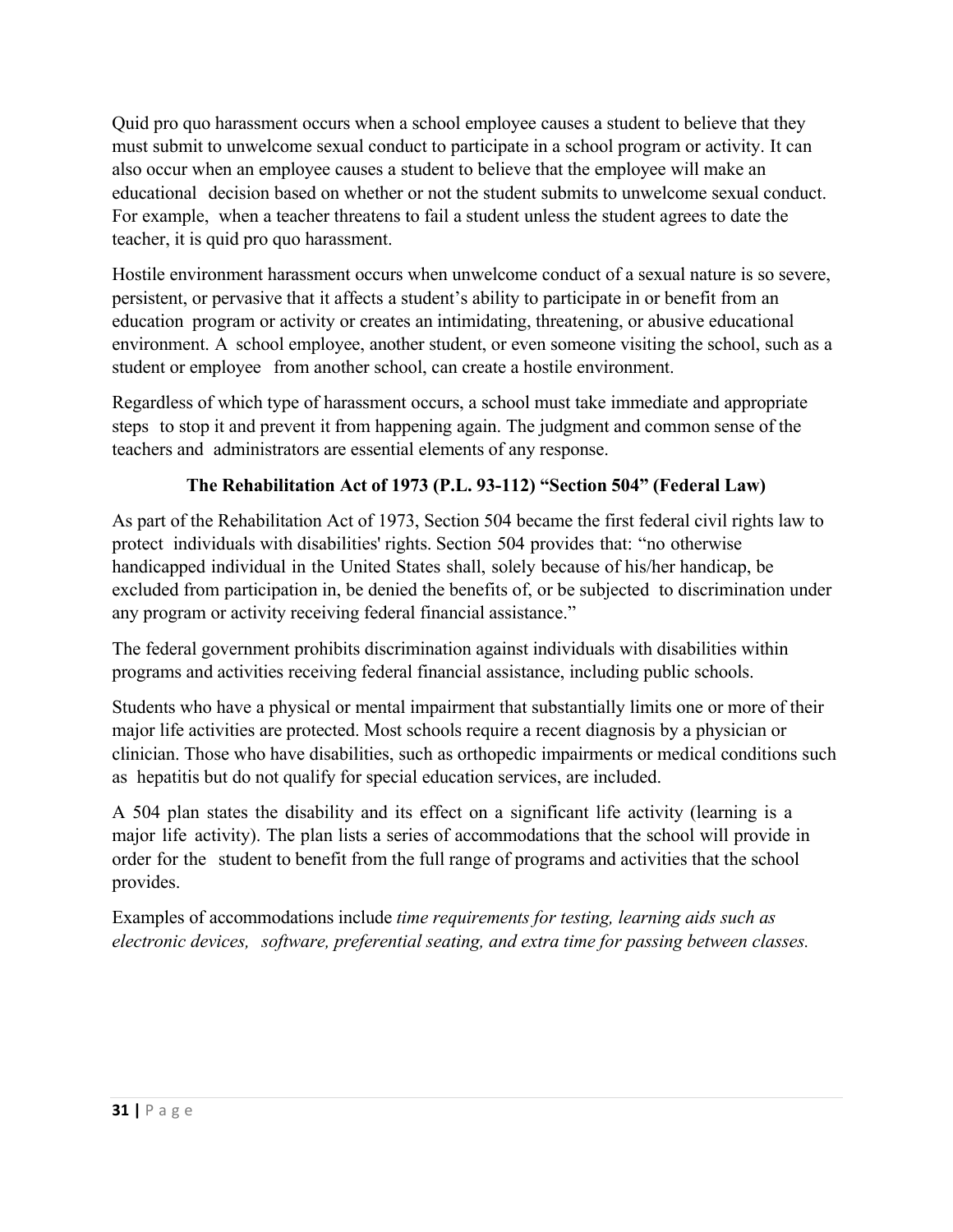Quid pro quo harassment occurs when a school employee causes a student to believe that they must submit to unwelcome sexual conduct to participate in a school program or activity. It can also occur when an employee causes a student to believe that the employee will make an educational decision based on whether or not the student submits to unwelcome sexual conduct. For example, when a teacher threatens to fail a student unless the student agrees to date the teacher, it is quid pro quo harassment.

Hostile environment harassment occurs when unwelcome conduct of a sexual nature is so severe, persistent, or pervasive that it affects a student's ability to participate in or benefit from an education program or activity or creates an intimidating, threatening, or abusive educational environment. A school employee, another student, or even someone visiting the school, such as a student or employee from another school, can create a hostile environment.

Regardless of which type of harassment occurs, a school must take immediate and appropriate steps to stop it and prevent it from happening again. The judgment and common sense of the teachers and administrators are essential elements of any response.

**The Rehabilitation Act of 1973 (P.L. 93-112) "Section 504" (Federal Law)**

As part of the Rehabilitation Act of 1973, Section 504 became the first federal civil rights law to protect individuals with disabilities' rights. Section 504 provides that: "no otherwise handicapped individual in the United States shall, solely because of his/her handicap, be excluded from participation in, be denied the benefits of, or be subjected to discrimination under any program or activity receiving federal financial assistance."

The federal government prohibits discrimination against individuals with disabilities within programs and activities receiving federal financial assistance, including public schools.

Students who have a physical or mental impairment that substantially limits one or more of their major life activities are protected. Most schools require a recent diagnosis by a physician or clinician. Those who have disabilities, such as orthopedic impairments or medical conditions such as hepatitis but do not qualify for special education services, are included.

A 504 plan states the disability and its effect on a significant life activity (learning is a major life activity). The plan lists a series of accommodations that the school will provide in order for the student to benefit from the full range of programs and activities that the school provides.

Examples of accommodations include *time requirements for testing, learning aids such as electronic devices, software, preferential seating, and extra time for passing between classes.*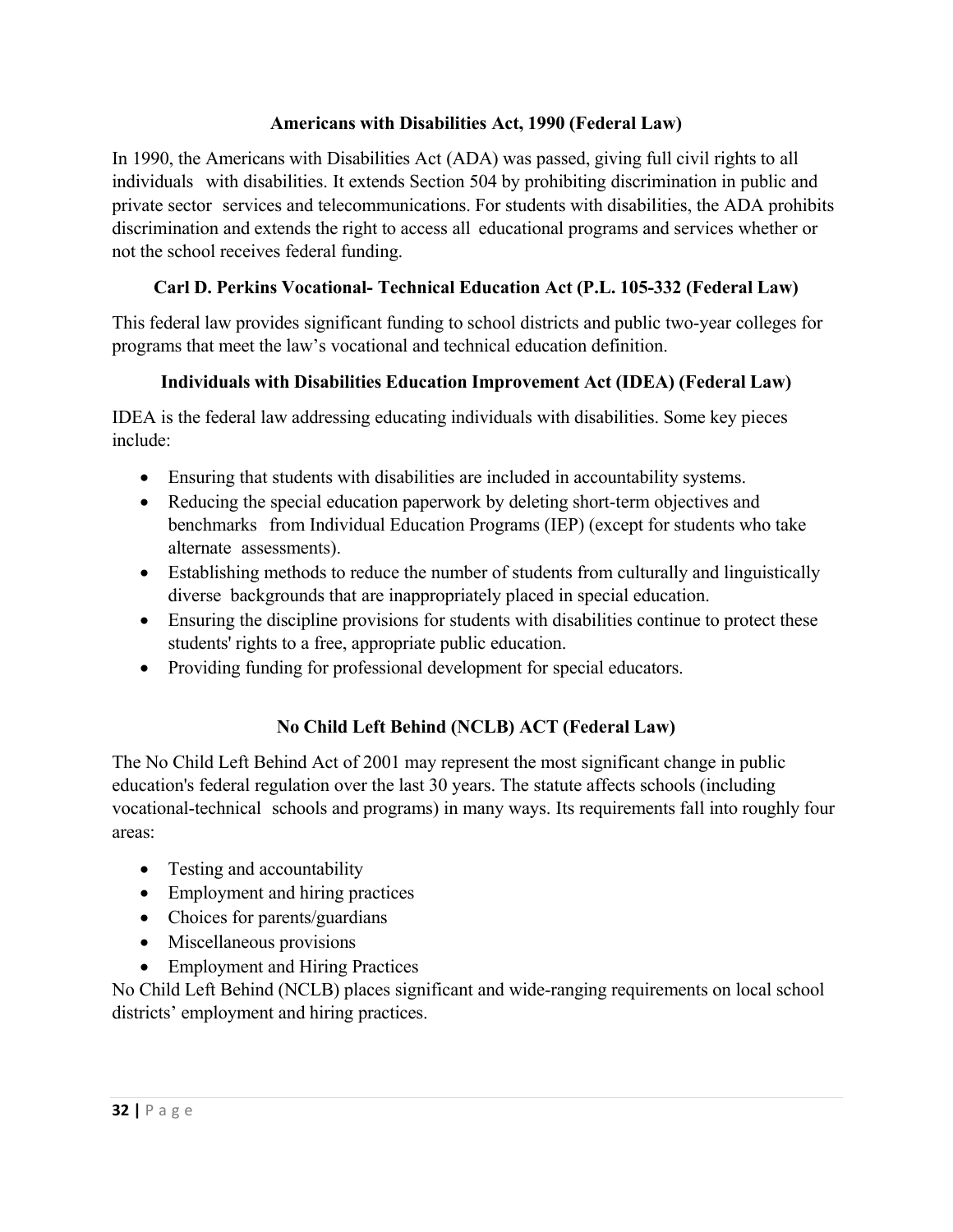### Americans with Disabilities Act, 1990 (Federal Law)

In 1990, the Americans with Disabilities Act (ADA) was passed, giving full civil rights to all individuals with disabilities. It extends Section 504 by prohibiting discrimination in public and private sector services and telecommunications. For students with disabilities, the ADA prohibits discrimination and extends the right to access all educational programs and services whether or not the school receives federal funding.

### Carl D. Perkins Vocational- Technical Education Act (P.L. 105-332 (Federal Law)

This federal law provides significant funding to school districts and public two-year colleges for programs that meet the law's vocational and technical education definition.

### Individuals with Disabilities Education Improvement Act (IDEA) (Federal Law)

IDEA is the federal law addressing educating individuals with disabilities. Some key pieces include:

- Ensuring that students with disabilities are included in accountability systems.
- Reducing the special education paperwork by deleting short-term objectives and benchmarks from Individual Education Programs (IEP) (except for students who take alternate assessments).
- Establishing methods to reduce the number of students from culturally and linguistically diverse backgrounds that are inappropriately placed in special education.
- Ensuring the discipline provisions for students with disabilities continue to protect these students' rights to a free, appropriate public education.
- Providing funding for professional development for special educators.

### No Child Left Behind (NCLB) ACT (Federal Law)

The No Child Left Behind Act of 2001 may represent the most significant change in public education's federal regulation over the last 30 years. The statute affects schools (including vocational-technical schools and programs) in many ways. Its requirements fall into roughly four areas:

- Testing and accountability
- Employment and hiring practices
- Choices for parents/guardians
- Miscellaneous provisions
- Employment and Hiring Practices

No Child Left Behind (NCLB) places significant and wide-ranging requirements on local school districts' employment and hiring practices.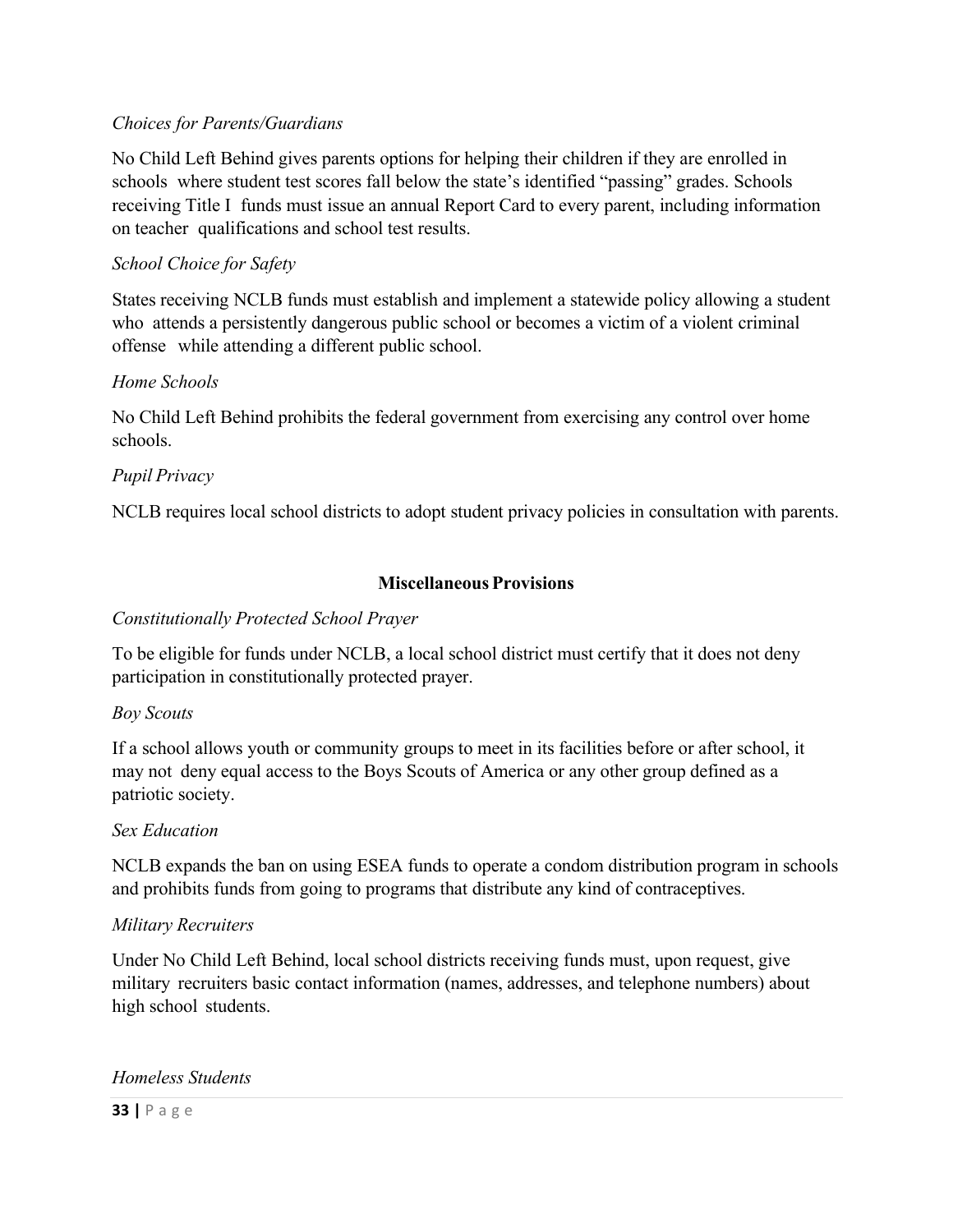*Choices for Parents/Guardians*

No Child Left Behind gives parents options for helping their children if they are enrolled in schools where student test scores fall below the state's identified "passing" grades. Schools receiving Title I funds must issue an annual Report Card to every parent, including information on teacher qualifications and school test results.

*School Choice for Safety*

States receiving NCLB funds must establish and implement a statewide policy allowing a student who attends a persistently dangerous public school or becomes a victim of a violent criminal offense while attending a different public school.

*Home Schools*

No Child Left Behind prohibits the federal government from exercising any control over home schools.

*Pupil Privacy*

NCLB requires local school districts to adopt student privacy policies in consultation with parents.

**Miscellaneous Provisions**

*Constitutionally Protected School Prayer*

To be eligible for funds under NCLB, a local school district must certify that it does not deny participation in constitutionally protected prayer.

*Boy Scouts*

If a school allows youth or community groups to meet in its facilities before or after school, it may not deny equal access to the Boys Scouts of America or any other group defined as a patriotic society.

*Sex Education*

NCLB expands the ban on using ESEA funds to operate a condom distribution program in schools and prohibits funds from going to programs that distribute any kind of contraceptives.

*Military Recruiters*

Under No Child Left Behind, local school districts receiving funds must, upon request, give military recruiters basic contact information (names, addresses, and telephone numbers) about high school students.

*Homeless Students*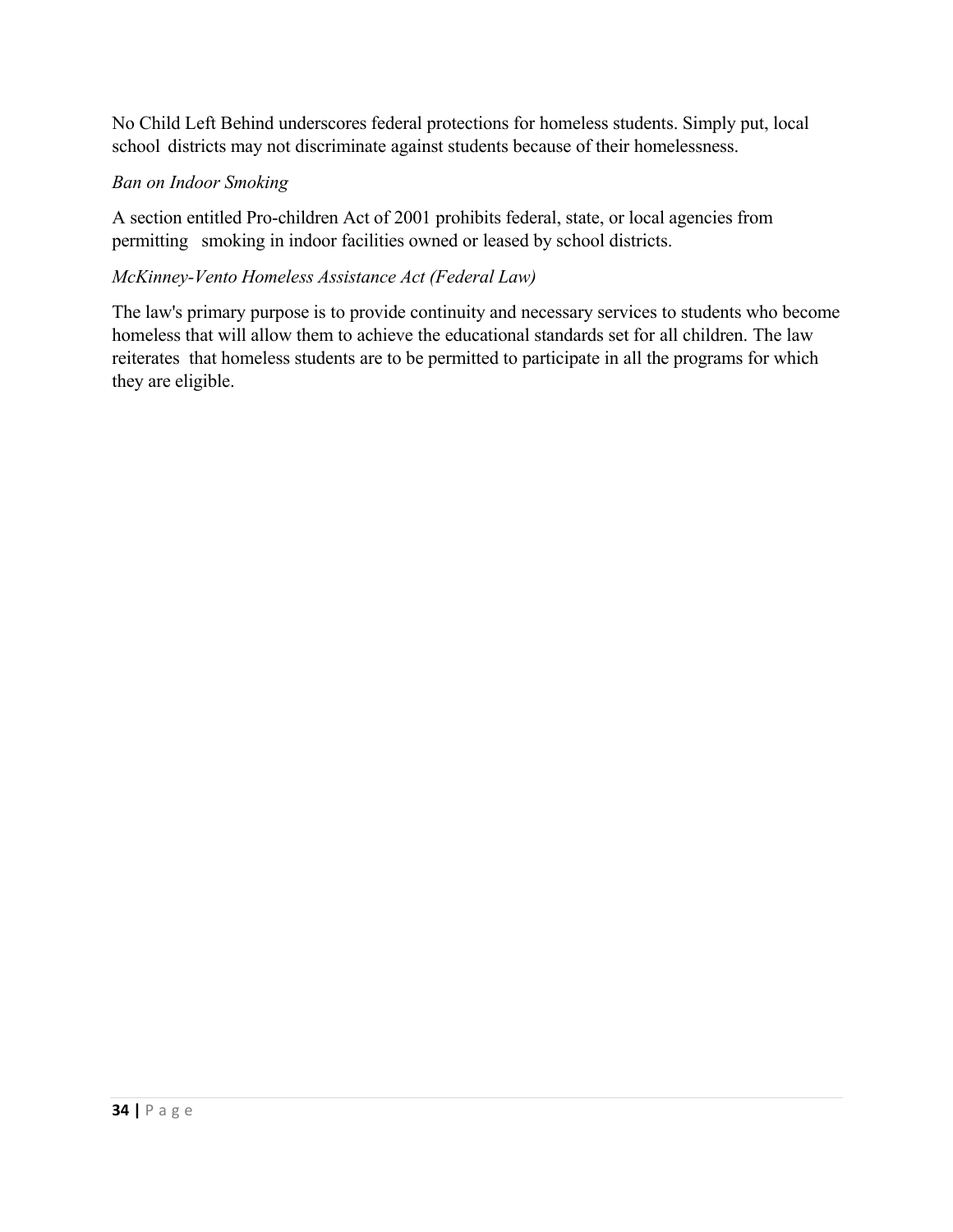No Child Left Behind underscores federal protections for homeless students. Simply put, local school districts may not discriminate against students because of their homelessness.

*Ban on Indoor Smoking*

A section entitled Pro-children Act of 2001 prohibits federal, state, or local agencies from permitting smoking in indoor facilities owned or leased by school districts.

*McKinney-Vento Homeless Assistance Act (Federal Law)*

The law's primary purpose is to provide continuity and necessary services to students who become homeless that will allow them to achieve the educational standards set for all children. The law reiterates that homeless students are to be permitted to participate in all the programs for which they are eligible.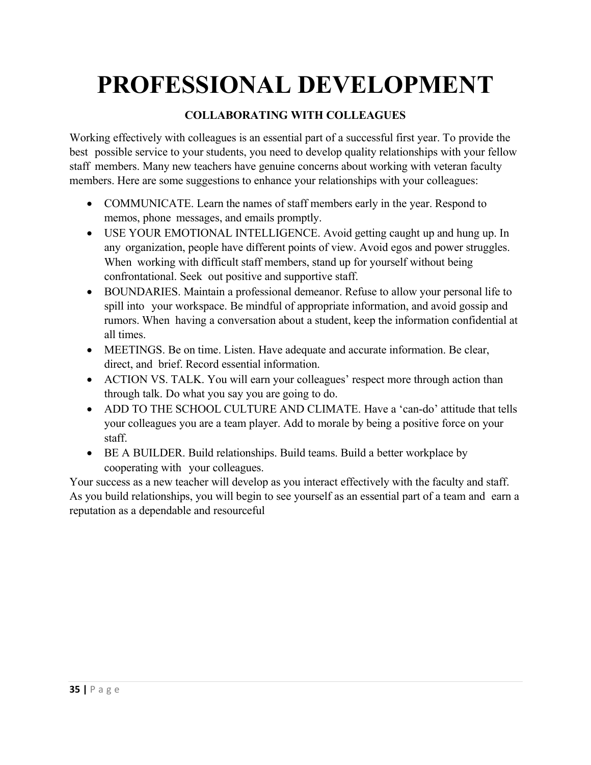# PROFESSIONAL DEVELOPMENT

### COLLABORATING WITH COLLEAGUES

Working effectively with colleagues is an essential part of a successful first year. To provide the best possible service to your students, you need to develop quality relationships with your fellow staff members. Many new teachers have genuine concerns about working with veteran faculty members. Here are some suggestions to enhance your relationships with your colleagues:

- COMMUNICATE. Learn the names of staff members early in the year. Respond to memos, phone messages, and emails promptly.
- USE YOUR EMOTIONAL INTELLIGENCE. Avoid getting caught up and hung up. In any organization, people have different points of view. Avoid egos and power struggles. When working with difficult staff members, stand up for yourself without being confrontational. Seek out positive and supportive staff.
- BOUNDARIES. Maintain a professional demeanor. Refuse to allow your personal life to spill into your workspace. Be mindful of appropriate information, and avoid gossip and rumors. When having a conversation about a student, keep the information confidential at all times.
- MEETINGS. Be on time. Listen. Have adequate and accurate information. Be clear, direct, and brief. Record essential information.
- ACTION VS. TALK. You will earn your colleagues' respect more through action than through talk. Do what you say you are going to do.
- ADD TO THE SCHOOL CULTURE AND CLIMATE. Have a 'can-do' attitude that tells your colleagues you are a team player. Add to morale by being a positive force on your staff.
- BE A BUILDER. Build relationships. Build teams. Build a better workplace by cooperating with your colleagues.

Your success as a new teacher will develop as you interact effectively with the faculty and staff. As you build relationships, you will begin to see yourself as an essential part of a team and earn a reputation as a dependable and resourceful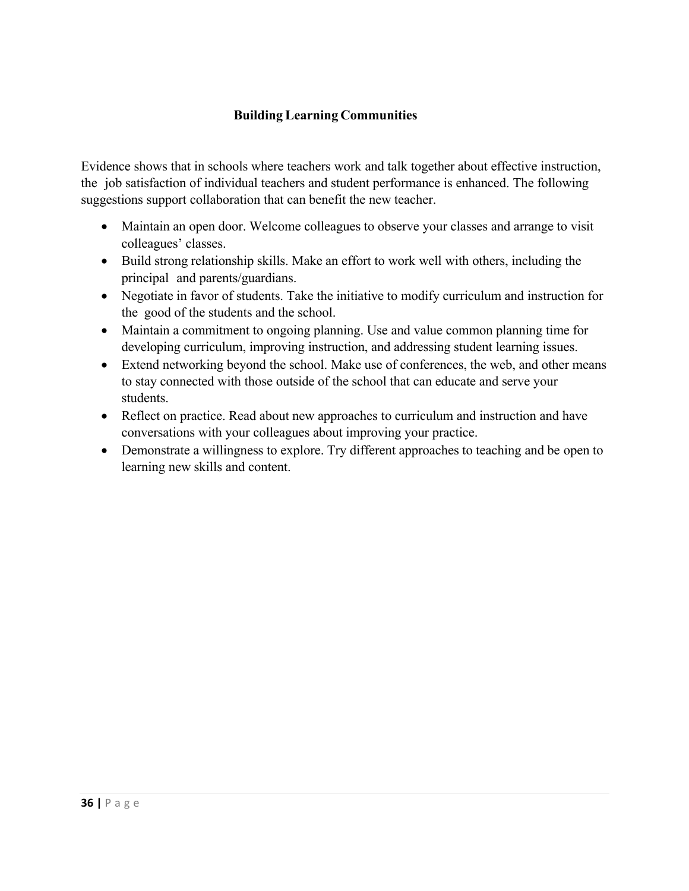## Building Learning Communities

Evidence shows that in schools where teachers work and talk together about effective instruction, the job satisfaction of individual teachers and student performance is enhanced. The following suggestions support collaboration that can benefit the new teacher.

- Maintain an open door. Welcome colleagues to observe your classes and arrange to visit colleagues' classes.
- Build strong relationship skills. Make an effort to work well with others, including the principal and parents/guardians.
- Negotiate in favor of students. Take the initiative to modify curriculum and instruction for the good of the students and the school.
- Maintain a commitment to ongoing planning. Use and value common planning time for developing curriculum, improving instruction, and addressing student learning issues.
- Extend networking beyond the school. Make use of conferences, the web, and other means to stay connected with those outside of the school that can educate and serve your students.
- Reflect on practice. Read about new approaches to curriculum and instruction and have conversations with your colleagues about improving your practice.
- Demonstrate a willingness to explore. Try different approaches to teaching and be open to learning new skills and content.